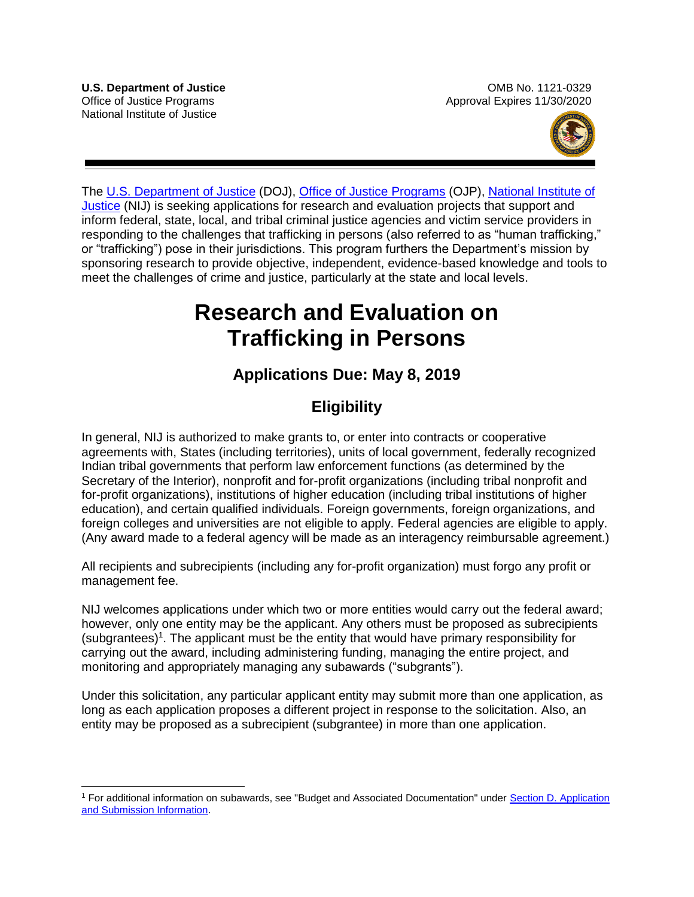**U.S. Department of Justice**
Office of Justice Programs
National Institute of Justice

OMB No. 1121-0329
Approval Expires 11/30/2020

The U.S. Department of Justice (DOJ), Office of Justice Programs (OJP), National Institute of Justice (NIJ) is seeking applications for research and evaluation projects that support and inform federal, state, local, and tribal criminal justice agencies and victim service providers in responding to the challenges that trafficking in persons (also referred to as "human trafficking," or "trafficking") pose in their jurisdictions. This program furthers the Department's mission by sponsoring research to provide objective, independent, evidence-based knowledge and tools to meet the challenges of crime and justice, particularly at the state and local levels.

# Research and Evaluation on Trafficking in Persons

## Applications Due: May 8, 2019

## Eligibility

In general, NIJ is authorized to make grants to, or enter into contracts or cooperative agreements with, States (including territories), units of local government, federally recognized Indian tribal governments that perform law enforcement functions (as determined by the Secretary of the Interior), nonprofit and for-profit organizations (including tribal nonprofit and for-profit organizations), institutions of higher education (including tribal institutions of higher education), and certain qualified individuals. Foreign governments, foreign organizations, and foreign colleges and universities are not eligible to apply. Federal agencies are eligible to apply. (Any award made to a federal agency will be made as an interagency reimbursable agreement.)

All recipients and subrecipients (including any for-profit organization) must forgo any profit or management fee.

NIJ welcomes applications under which two or more entities would carry out the federal award; however, only one entity may be the applicant. Any others must be proposed as subrecipients (subgrantees)[1]. The applicant must be the entity that would have primary responsibility for carrying out the award, including administering funding, managing the entire project, and monitoring and appropriately managing any subawards ("subgrants").

Under this solicitation, any particular applicant entity may submit more than one application, as long as each application proposes a different project in response to the solicitation. Also, an entity may be proposed as a subrecipient (subgrantee) in more than one application.

[1] For additional information on subawards, see "Budget and Associated Documentation" under Section D. Application and Submission Information.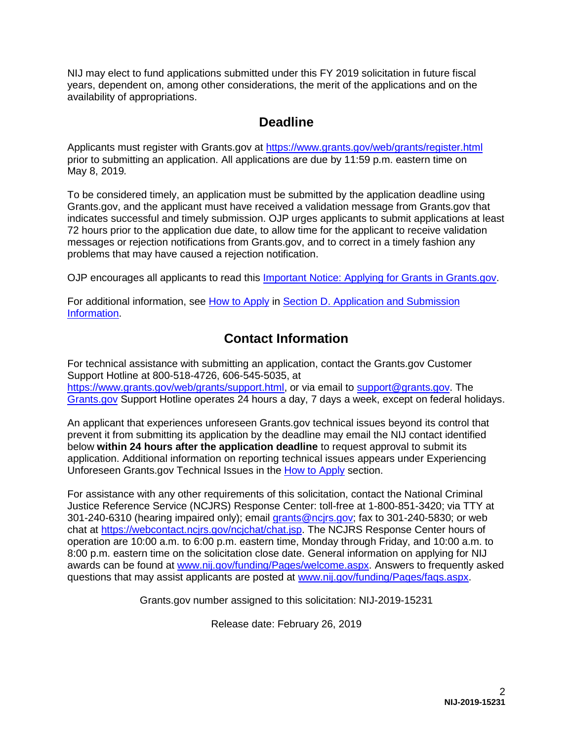NIJ may elect to fund applications submitted under this FY 2019 solicitation in future fiscal years, dependent on, among other considerations, the merit of the applications and on the availability of appropriations.

## Deadline

Applicants must register with Grants.gov at https://www.grants.gov/web/grants/register.html prior to submitting an application. All applications are due by 11:59 p.m. eastern time on May 8, 2019.

To be considered timely, an application must be submitted by the application deadline using Grants.gov, and the applicant must have received a validation message from Grants.gov that indicates successful and timely submission. OJP urges applicants to submit applications at least 72 hours prior to the application due date, to allow time for the applicant to receive validation messages or rejection notifications from Grants.gov, and to correct in a timely fashion any problems that may have caused a rejection notification.

OJP encourages all applicants to read this Important Notice: Applying for Grants in Grants.gov.

For additional information, see How to Apply in Section D. Application and Submission Information.

## Contact Information

For technical assistance with submitting an application, contact the Grants.gov Customer Support Hotline at 800-518-4726, 606-545-5035, at https://www.grants.gov/web/grants/support.html, or via email to support@grants.gov. The Grants.gov Support Hotline operates 24 hours a day, 7 days a week, except on federal holidays.

An applicant that experiences unforeseen Grants.gov technical issues beyond its control that prevent it from submitting its application by the deadline may email the NIJ contact identified below **within 24 hours after the application deadline** to request approval to submit its application. Additional information on reporting technical issues appears under Experiencing Unforeseen Grants.gov Technical Issues in the How to Apply section.

For assistance with any other requirements of this solicitation, contact the National Criminal Justice Reference Service (NCJRS) Response Center: toll-free at 1-800-851-3420; via TTY at 301-240-6310 (hearing impaired only); email grants@ncjrs.gov; fax to 301-240-5830; or web chat at https://webcontact.ncjrs.gov/ncjchat/chat.jsp. The NCJRS Response Center hours of operation are 10:00 a.m. to 6:00 p.m. eastern time, Monday through Friday, and 10:00 a.m. to 8:00 p.m. eastern time on the solicitation close date. General information on applying for NIJ awards can be found at www.nij.gov/funding/Pages/welcome.aspx. Answers to frequently asked questions that may assist applicants are posted at www.nij.gov/funding/Pages/faqs.aspx.

Grants.gov number assigned to this solicitation: NIJ-2019-15231

Release date: February 26, 2019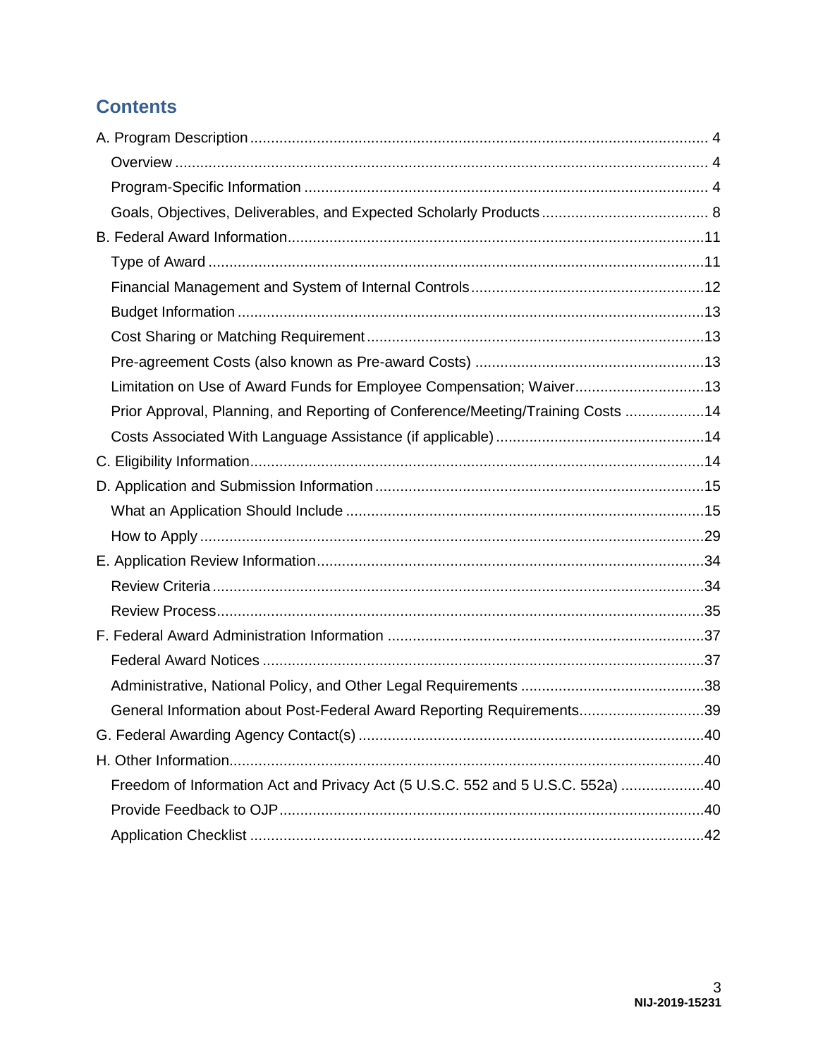## Contents

A. Program Description ... 4
- Overview ... 4
- Program-Specific Information ... 4
- Goals, Objectives, Deliverables, and Expected Scholarly Products ... 8

B. Federal Award Information ... 11
- Type of Award ... 11
- Financial Management and System of Internal Controls ... 12
- Budget Information ... 13
- Cost Sharing or Matching Requirement ... 13
- Pre-agreement Costs (also known as Pre-award Costs) ... 13
- Limitation on Use of Award Funds for Employee Compensation; Waiver ... 13
- Prior Approval, Planning, and Reporting of Conference/Meeting/Training Costs ... 14
- Costs Associated With Language Assistance (if applicable) ... 14

C. Eligibility Information ... 14

D. Application and Submission Information ... 15
- What an Application Should Include ... 15
- How to Apply ... 29

E. Application Review Information ... 34
- Review Criteria ... 34
- Review Process ... 35

F. Federal Award Administration Information ... 37
- Federal Award Notices ... 37
- Administrative, National Policy, and Other Legal Requirements ... 38
- General Information about Post-Federal Award Reporting Requirements ... 39

G. Federal Awarding Agency Contact(s) ... 40

H. Other Information ... 40
- Freedom of Information Act and Privacy Act (5 U.S.C. 552 and 5 U.S.C. 552a) ... 40
- Provide Feedback to OJP ... 40
- Application Checklist ... 42

NIJ-2019-15231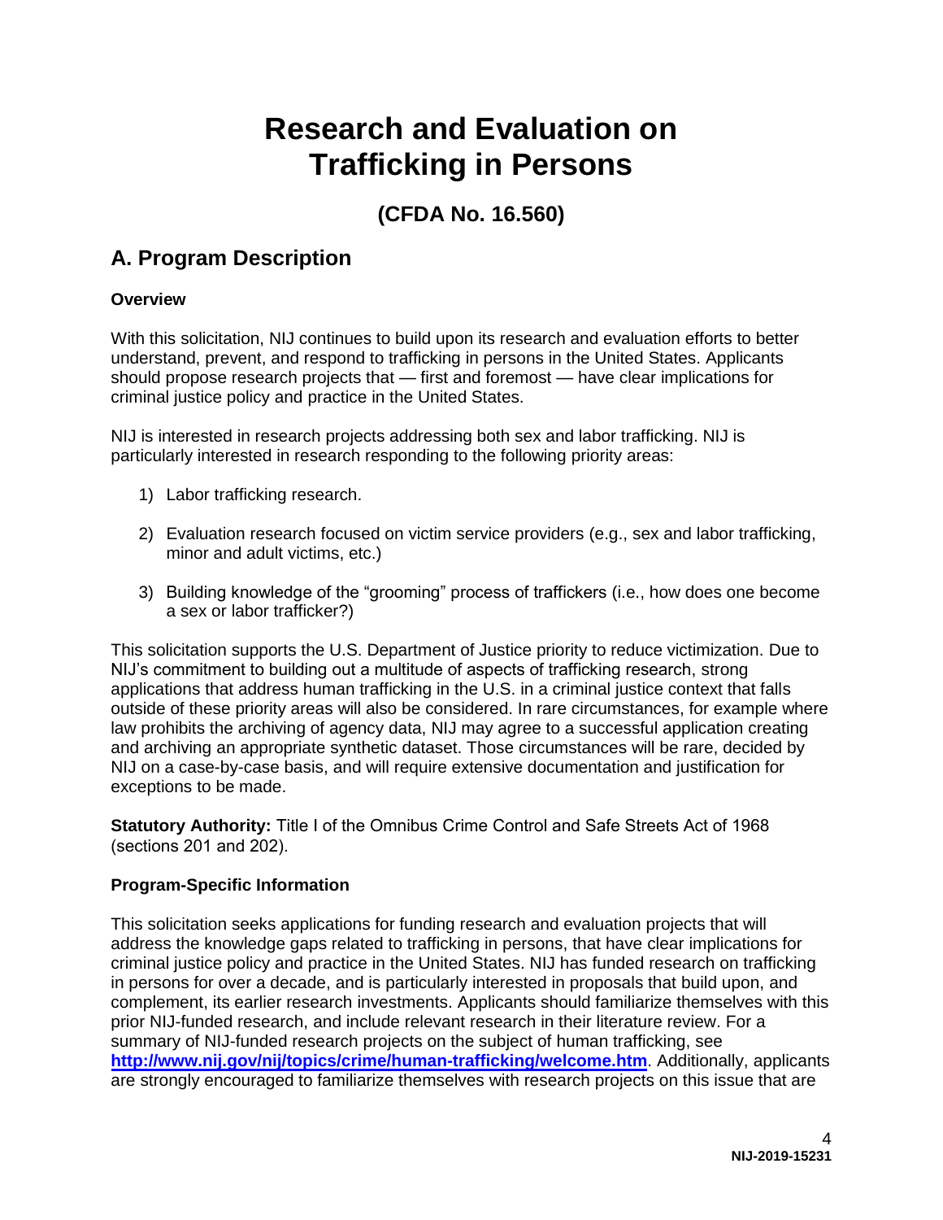# Research and Evaluation on Trafficking in Persons

## (CFDA No. 16.560)

## A. Program Description

### Overview

With this solicitation, NIJ continues to build upon its research and evaluation efforts to better understand, prevent, and respond to trafficking in persons in the United States. Applicants should propose research projects that — first and foremost — have clear implications for criminal justice policy and practice in the United States.

NIJ is interested in research projects addressing both sex and labor trafficking. NIJ is particularly interested in research responding to the following priority areas:

1) Labor trafficking research.

2) Evaluation research focused on victim service providers (e.g., sex and labor trafficking, minor and adult victims, etc.)

3) Building knowledge of the "grooming" process of traffickers (i.e., how does one become a sex or labor trafficker?)

This solicitation supports the U.S. Department of Justice priority to reduce victimization. Due to NIJ's commitment to building out a multitude of aspects of trafficking research, strong applications that address human trafficking in the U.S. in a criminal justice context that falls outside of these priority areas will also be considered. In rare circumstances, for example where law prohibits the archiving of agency data, NIJ may agree to a successful application creating and archiving an appropriate synthetic dataset. Those circumstances will be rare, decided by NIJ on a case-by-case basis, and will require extensive documentation and justification for exceptions to be made.

**Statutory Authority:** Title I of the Omnibus Crime Control and Safe Streets Act of 1968 (sections 201 and 202).

### Program-Specific Information

This solicitation seeks applications for funding research and evaluation projects that will address the knowledge gaps related to trafficking in persons, that have clear implications for criminal justice policy and practice in the United States. NIJ has funded research on trafficking in persons for over a decade, and is particularly interested in proposals that build upon, and complement, its earlier research investments. Applicants should familiarize themselves with this prior NIJ-funded research, and include relevant research in their literature review. For a summary of NIJ-funded research projects on the subject of human trafficking, see **http://www.nij.gov/nij/topics/crime/human-trafficking/welcome.htm**. Additionally, applicants are strongly encouraged to familiarize themselves with research projects on this issue that are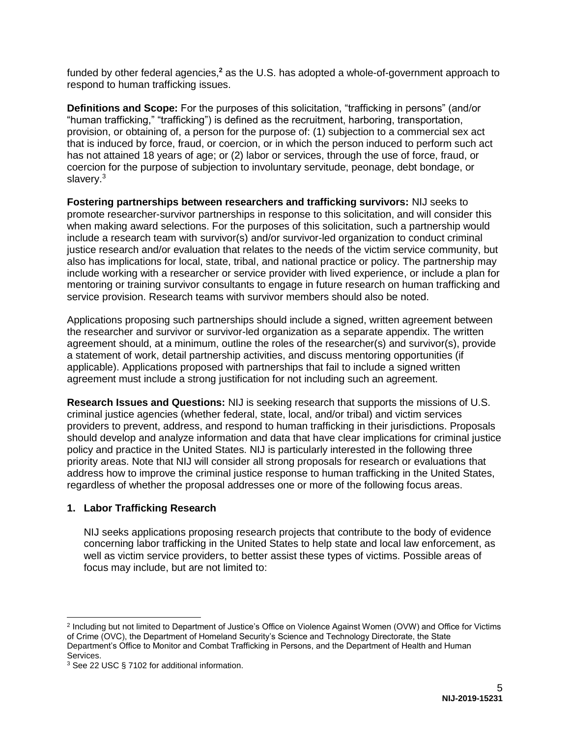funded by other federal agencies,[2] as the U.S. has adopted a whole-of-government approach to respond to human trafficking issues.

**Definitions and Scope:** For the purposes of this solicitation, "trafficking in persons" (and/or "human trafficking," "trafficking") is defined as the recruitment, harboring, transportation, provision, or obtaining of, a person for the purpose of: (1) subjection to a commercial sex act that is induced by force, fraud, or coercion, or in which the person induced to perform such act has not attained 18 years of age; or (2) labor or services, through the use of force, fraud, or coercion for the purpose of subjection to involuntary servitude, peonage, debt bondage, or slavery.[3]

**Fostering partnerships between researchers and trafficking survivors:** NIJ seeks to promote researcher-survivor partnerships in response to this solicitation, and will consider this when making award selections. For the purposes of this solicitation, such a partnership would include a research team with survivor(s) and/or survivor-led organization to conduct criminal justice research and/or evaluation that relates to the needs of the victim service community, but also has implications for local, state, tribal, and national practice or policy. The partnership may include working with a researcher or service provider with lived experience, or include a plan for mentoring or training survivor consultants to engage in future research on human trafficking and service provision. Research teams with survivor members should also be noted.

Applications proposing such partnerships should include a signed, written agreement between the researcher and survivor or survivor-led organization as a separate appendix. The written agreement should, at a minimum, outline the roles of the researcher(s) and survivor(s), provide a statement of work, detail partnership activities, and discuss mentoring opportunities (if applicable). Applications proposed with partnerships that fail to include a signed written agreement must include a strong justification for not including such an agreement.

**Research Issues and Questions:** NIJ is seeking research that supports the missions of U.S. criminal justice agencies (whether federal, state, local, and/or tribal) and victim services providers to prevent, address, and respond to human trafficking in their jurisdictions. Proposals should develop and analyze information and data that have clear implications for criminal justice policy and practice in the United States. NIJ is particularly interested in the following three priority areas. Note that NIJ will consider all strong proposals for research or evaluations that address how to improve the criminal justice response to human trafficking in the United States, regardless of whether the proposal addresses one or more of the following focus areas.

**1. Labor Trafficking Research**

NIJ seeks applications proposing research projects that contribute to the body of evidence concerning labor trafficking in the United States to help state and local law enforcement, as well as victim service providers, to better assist these types of victims. Possible areas of focus may include, but are not limited to:

---

[2] Including but not limited to Department of Justice's Office on Violence Against Women (OVW) and Office for Victims of Crime (OVC), the Department of Homeland Security's Science and Technology Directorate, the State Department's Office to Monitor and Combat Trafficking in Persons, and the Department of Health and Human Services.

[3] See 22 USC § 7102 for additional information.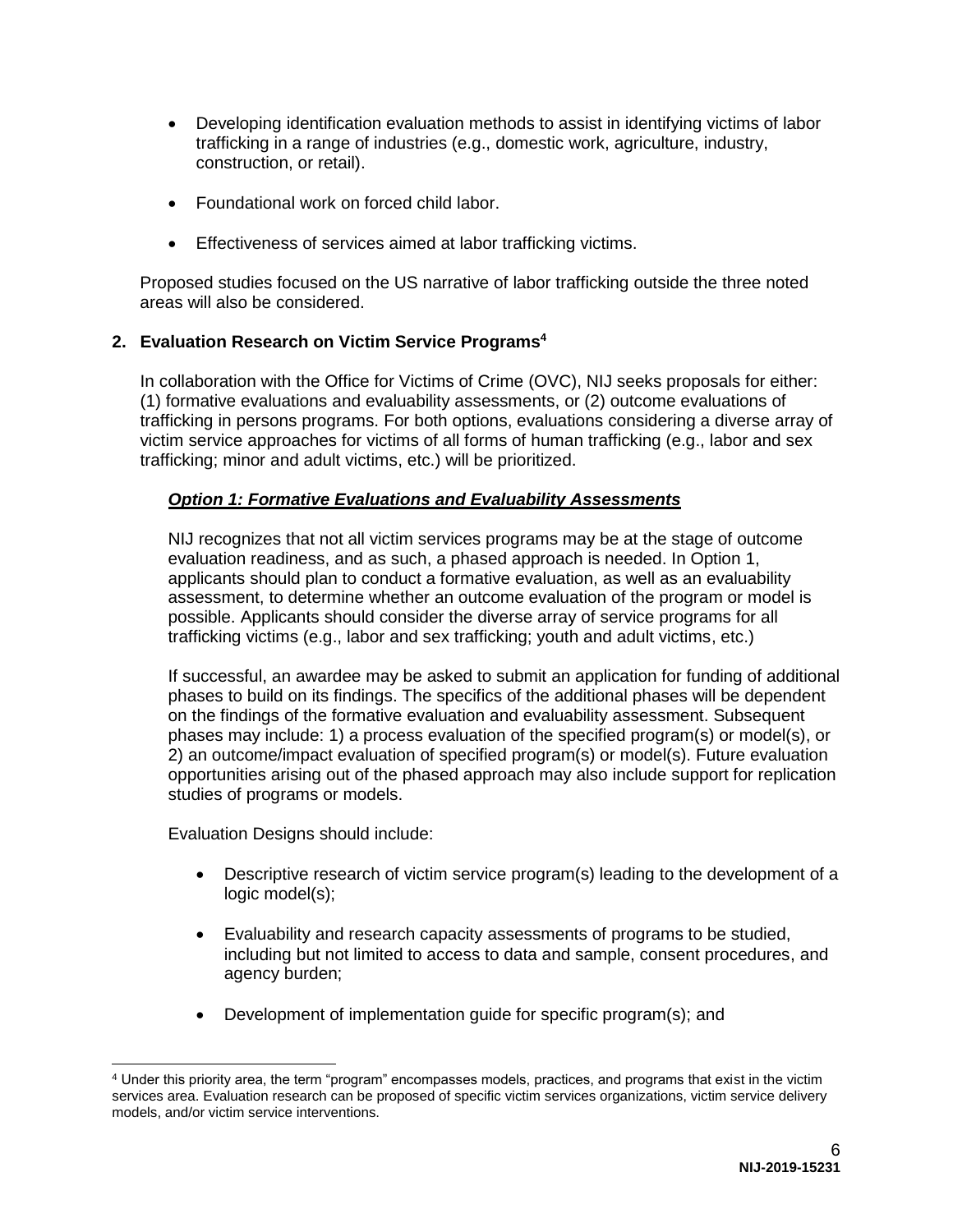- Developing identification evaluation methods to assist in identifying victims of labor trafficking in a range of industries (e.g., domestic work, agriculture, industry, construction, or retail).

- Foundational work on forced child labor.

- Effectiveness of services aimed at labor trafficking victims.

Proposed studies focused on the US narrative of labor trafficking outside the three noted areas will also be considered.

**2. Evaluation Research on Victim Service Programs[4]**

In collaboration with the Office for Victims of Crime (OVC), NIJ seeks proposals for either: (1) formative evaluations and evaluability assessments, or (2) outcome evaluations of trafficking in persons programs. For both options, evaluations considering a diverse array of victim service approaches for victims of all forms of human trafficking (e.g., labor and sex trafficking; minor and adult victims, etc.) will be prioritized.

***Option 1: Formative Evaluations and Evaluability Assessments***

NIJ recognizes that not all victim services programs may be at the stage of outcome evaluation readiness, and as such, a phased approach is needed. In Option 1, applicants should plan to conduct a formative evaluation, as well as an evaluability assessment, to determine whether an outcome evaluation of the program or model is possible. Applicants should consider the diverse array of service programs for all trafficking victims (e.g., labor and sex trafficking; youth and adult victims, etc.)

If successful, an awardee may be asked to submit an application for funding of additional phases to build on its findings. The specifics of the additional phases will be dependent on the findings of the formative evaluation and evaluability assessment. Subsequent phases may include: 1) a process evaluation of the specified program(s) or model(s), or 2) an outcome/impact evaluation of specified program(s) or model(s). Future evaluation opportunities arising out of the phased approach may also include support for replication studies of programs or models.

Evaluation Designs should include:

- Descriptive research of victim service program(s) leading to the development of a logic model(s);

- Evaluability and research capacity assessments of programs to be studied, including but not limited to access to data and sample, consent procedures, and agency burden;

- Development of implementation guide for specific program(s); and

[4] Under this priority area, the term "program" encompasses models, practices, and programs that exist in the victim services area. Evaluation research can be proposed of specific victim services organizations, victim service delivery models, and/or victim service interventions.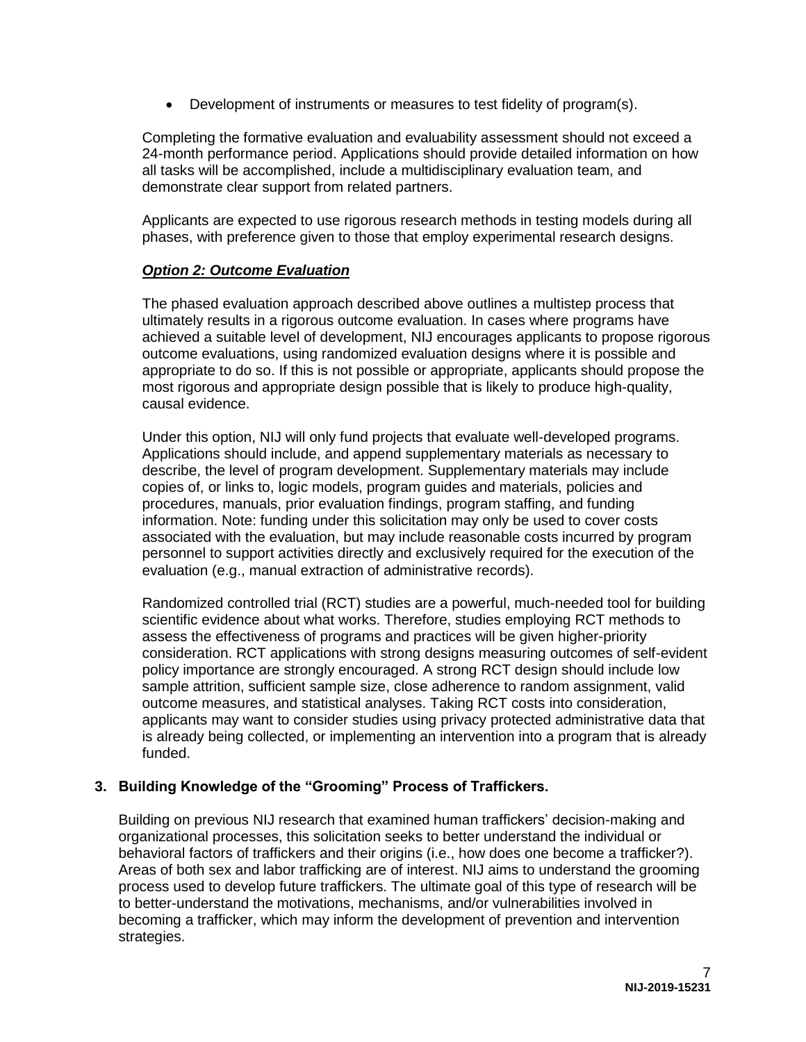- Development of instruments or measures to test fidelity of program(s).

Completing the formative evaluation and evaluability assessment should not exceed a 24-month performance period. Applications should provide detailed information on how all tasks will be accomplished, include a multidisciplinary evaluation team, and demonstrate clear support from related partners.

Applicants are expected to use rigorous research methods in testing models during all phases, with preference given to those that employ experimental research designs.

***Option 2: Outcome Evaluation***

The phased evaluation approach described above outlines a multistep process that ultimately results in a rigorous outcome evaluation. In cases where programs have achieved a suitable level of development, NIJ encourages applicants to propose rigorous outcome evaluations, using randomized evaluation designs where it is possible and appropriate to do so. If this is not possible or appropriate, applicants should propose the most rigorous and appropriate design possible that is likely to produce high-quality, causal evidence.

Under this option, NIJ will only fund projects that evaluate well-developed programs. Applications should include, and append supplementary materials as necessary to describe, the level of program development. Supplementary materials may include copies of, or links to, logic models, program guides and materials, policies and procedures, manuals, prior evaluation findings, program staffing, and funding information. Note: funding under this solicitation may only be used to cover costs associated with the evaluation, but may include reasonable costs incurred by program personnel to support activities directly and exclusively required for the execution of the evaluation (e.g., manual extraction of administrative records).

Randomized controlled trial (RCT) studies are a powerful, much-needed tool for building scientific evidence about what works. Therefore, studies employing RCT methods to assess the effectiveness of programs and practices will be given higher-priority consideration. RCT applications with strong designs measuring outcomes of self-evident policy importance are strongly encouraged. A strong RCT design should include low sample attrition, sufficient sample size, close adherence to random assignment, valid outcome measures, and statistical analyses. Taking RCT costs into consideration, applicants may want to consider studies using privacy protected administrative data that is already being collected, or implementing an intervention into a program that is already funded.

### 3. Building Knowledge of the "Grooming" Process of Traffickers.

Building on previous NIJ research that examined human traffickers' decision-making and organizational processes, this solicitation seeks to better understand the individual or behavioral factors of traffickers and their origins (i.e., how does one become a trafficker?). Areas of both sex and labor trafficking are of interest. NIJ aims to understand the grooming process used to develop future traffickers. The ultimate goal of this type of research will be to better-understand the motivations, mechanisms, and/or vulnerabilities involved in becoming a trafficker, which may inform the development of prevention and intervention strategies.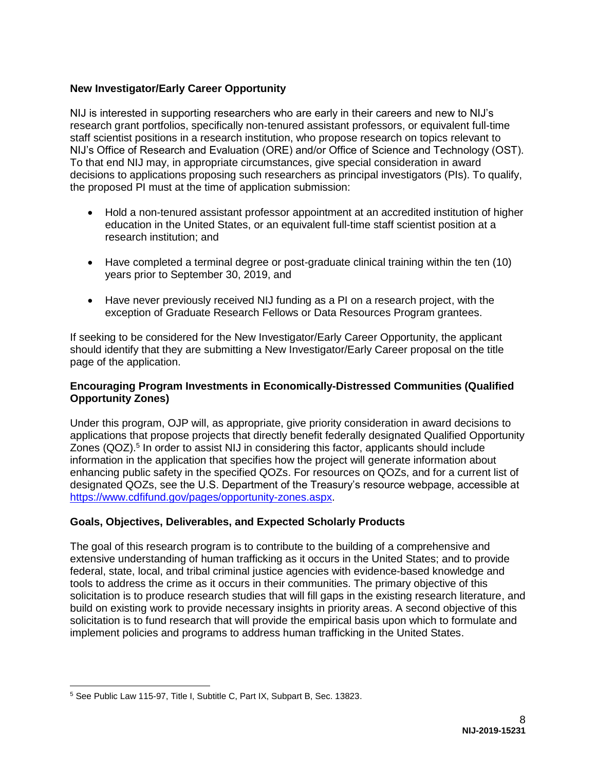**New Investigator/Early Career Opportunity**

NIJ is interested in supporting researchers who are early in their careers and new to NIJ's research grant portfolios, specifically non-tenured assistant professors, or equivalent full-time staff scientist positions in a research institution, who propose research on topics relevant to NIJ's Office of Research and Evaluation (ORE) and/or Office of Science and Technology (OST). To that end NIJ may, in appropriate circumstances, give special consideration in award decisions to applications proposing such researchers as principal investigators (PIs). To qualify, the proposed PI must at the time of application submission:

- Hold a non-tenured assistant professor appointment at an accredited institution of higher education in the United States, or an equivalent full-time staff scientist position at a research institution; and
- Have completed a terminal degree or post-graduate clinical training within the ten (10) years prior to September 30, 2019, and
- Have never previously received NIJ funding as a PI on a research project, with the exception of Graduate Research Fellows or Data Resources Program grantees.

If seeking to be considered for the New Investigator/Early Career Opportunity, the applicant should identify that they are submitting a New Investigator/Early Career proposal on the title page of the application.

**Encouraging Program Investments in Economically-Distressed Communities (Qualified Opportunity Zones)**

Under this program, OJP will, as appropriate, give priority consideration in award decisions to applications that propose projects that directly benefit federally designated Qualified Opportunity Zones (QOZ).[5] In order to assist NIJ in considering this factor, applicants should include information in the application that specifies how the project will generate information about enhancing public safety in the specified QOZs. For resources on QOZs, and for a current list of designated QOZs, see the U.S. Department of the Treasury's resource webpage, accessible at https://www.cdfifund.gov/pages/opportunity-zones.aspx.

**Goals, Objectives, Deliverables, and Expected Scholarly Products**

The goal of this research program is to contribute to the building of a comprehensive and extensive understanding of human trafficking as it occurs in the United States; and to provide federal, state, local, and tribal criminal justice agencies with evidence-based knowledge and tools to address the crime as it occurs in their communities. The primary objective of this solicitation is to produce research studies that will fill gaps in the existing research literature, and build on existing work to provide necessary insights in priority areas. A second objective of this solicitation is to fund research that will provide the empirical basis upon which to formulate and implement policies and programs to address human trafficking in the United States.

---

[5] See Public Law 115-97, Title I, Subtitle C, Part IX, Subpart B, Sec. 13823.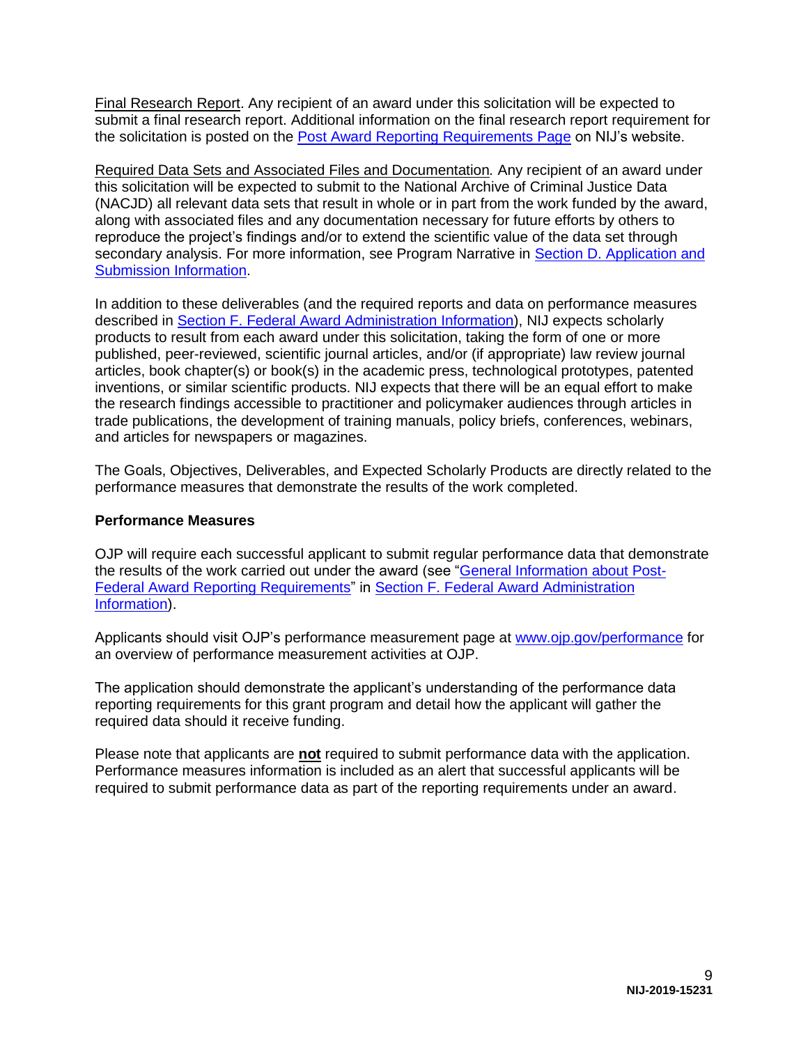Final Research Report. Any recipient of an award under this solicitation will be expected to submit a final research report. Additional information on the final research report requirement for the solicitation is posted on the Post Award Reporting Requirements Page on NIJ's website.

Required Data Sets and Associated Files and Documentation. Any recipient of an award under this solicitation will be expected to submit to the National Archive of Criminal Justice Data (NACJD) all relevant data sets that result in whole or in part from the work funded by the award, along with associated files and any documentation necessary for future efforts by others to reproduce the project's findings and/or to extend the scientific value of the data set through secondary analysis. For more information, see Program Narrative in Section D. Application and Submission Information.

In addition to these deliverables (and the required reports and data on performance measures described in Section F. Federal Award Administration Information), NIJ expects scholarly products to result from each award under this solicitation, taking the form of one or more published, peer-reviewed, scientific journal articles, and/or (if appropriate) law review journal articles, book chapter(s) or book(s) in the academic press, technological prototypes, patented inventions, or similar scientific products. NIJ expects that there will be an equal effort to make the research findings accessible to practitioner and policymaker audiences through articles in trade publications, the development of training manuals, policy briefs, conferences, webinars, and articles for newspapers or magazines.

The Goals, Objectives, Deliverables, and Expected Scholarly Products are directly related to the performance measures that demonstrate the results of the work completed.

**Performance Measures**

OJP will require each successful applicant to submit regular performance data that demonstrate the results of the work carried out under the award (see "General Information about Post-Federal Award Reporting Requirements" in Section F. Federal Award Administration Information).

Applicants should visit OJP's performance measurement page at www.ojp.gov/performance for an overview of performance measurement activities at OJP.

The application should demonstrate the applicant's understanding of the performance data reporting requirements for this grant program and detail how the applicant will gather the required data should it receive funding.

Please note that applicants are **not** required to submit performance data with the application. Performance measures information is included as an alert that successful applicants will be required to submit performance data as part of the reporting requirements under an award.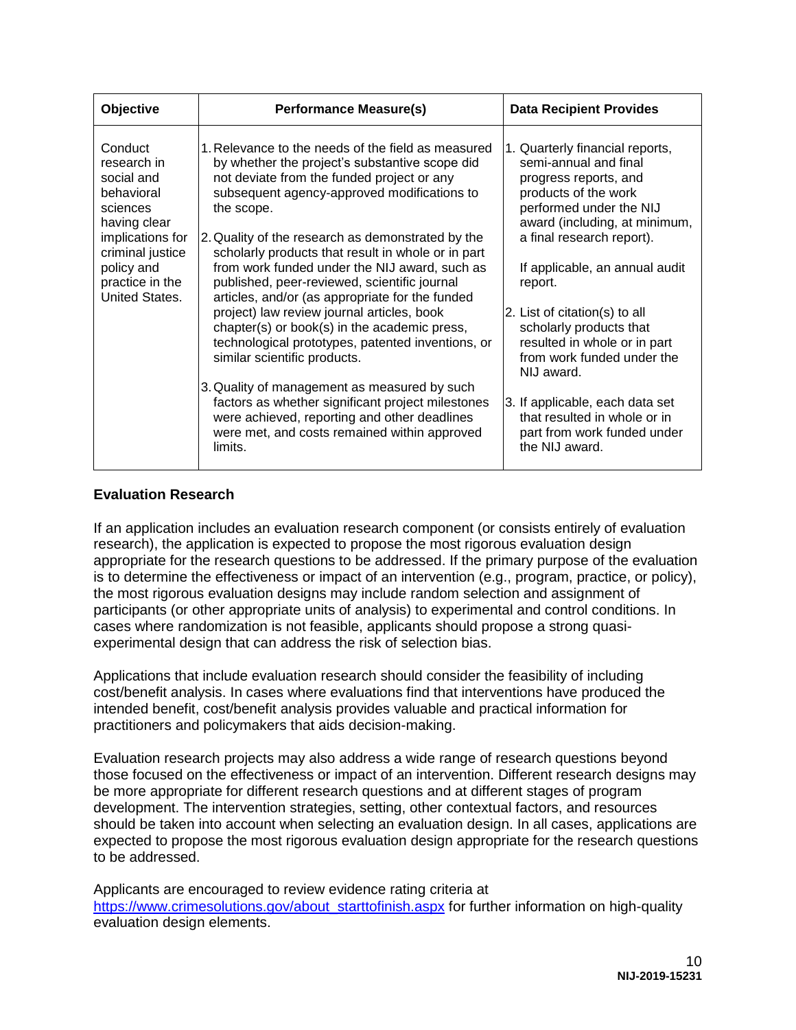| Objective | Performance Measure(s) | Data Recipient Provides |
|---|---|---|
| Conduct research in social and behavioral sciences having clear implications for criminal justice policy and practice in the United States. | 1. Relevance to the needs of the field as measured by whether the project's substantive scope did not deviate from the funded project or any subsequent agency-approved modifications to the scope.<br><br>2. Quality of the research as demonstrated by the scholarly products that result in whole or in part from work funded under the NIJ award, such as published, peer-reviewed, scientific journal articles, and/or (as appropriate for the funded project) law review journal articles, book chapter(s) or book(s) in the academic press, technological prototypes, patented inventions, or similar scientific products.<br><br>3. Quality of management as measured by such factors as whether significant project milestones were achieved, reporting and other deadlines were met, and costs remained within approved limits. | 1. Quarterly financial reports, semi-annual and final progress reports, and products of the work performed under the NIJ award (including, at minimum, a final research report).<br><br>If applicable, an annual audit report.<br><br>2. List of citation(s) to all scholarly products that resulted in whole or in part from work funded under the NIJ award.<br><br>3. If applicable, each data set that resulted in whole or in part from work funded under the NIJ award. |

### Evaluation Research

If an application includes an evaluation research component (or consists entirely of evaluation research), the application is expected to propose the most rigorous evaluation design appropriate for the research questions to be addressed. If the primary purpose of the evaluation is to determine the effectiveness or impact of an intervention (e.g., program, practice, or policy), the most rigorous evaluation designs may include random selection and assignment of participants (or other appropriate units of analysis) to experimental and control conditions. In cases where randomization is not feasible, applicants should propose a strong quasi-experimental design that can address the risk of selection bias.

Applications that include evaluation research should consider the feasibility of including cost/benefit analysis. In cases where evaluations find that interventions have produced the intended benefit, cost/benefit analysis provides valuable and practical information for practitioners and policymakers that aids decision-making.

Evaluation research projects may also address a wide range of research questions beyond those focused on the effectiveness or impact of an intervention. Different research designs may be more appropriate for different research questions and at different stages of program development. The intervention strategies, setting, other contextual factors, and resources should be taken into account when selecting an evaluation design. In all cases, applications are expected to propose the most rigorous evaluation design appropriate for the research questions to be addressed.

Applicants are encouraged to review evidence rating criteria at [https://www.crimesolutions.gov/about_starttofinish.aspx](https://www.crimesolutions.gov/about_starttofinish.aspx) for further information on high-quality evaluation design elements.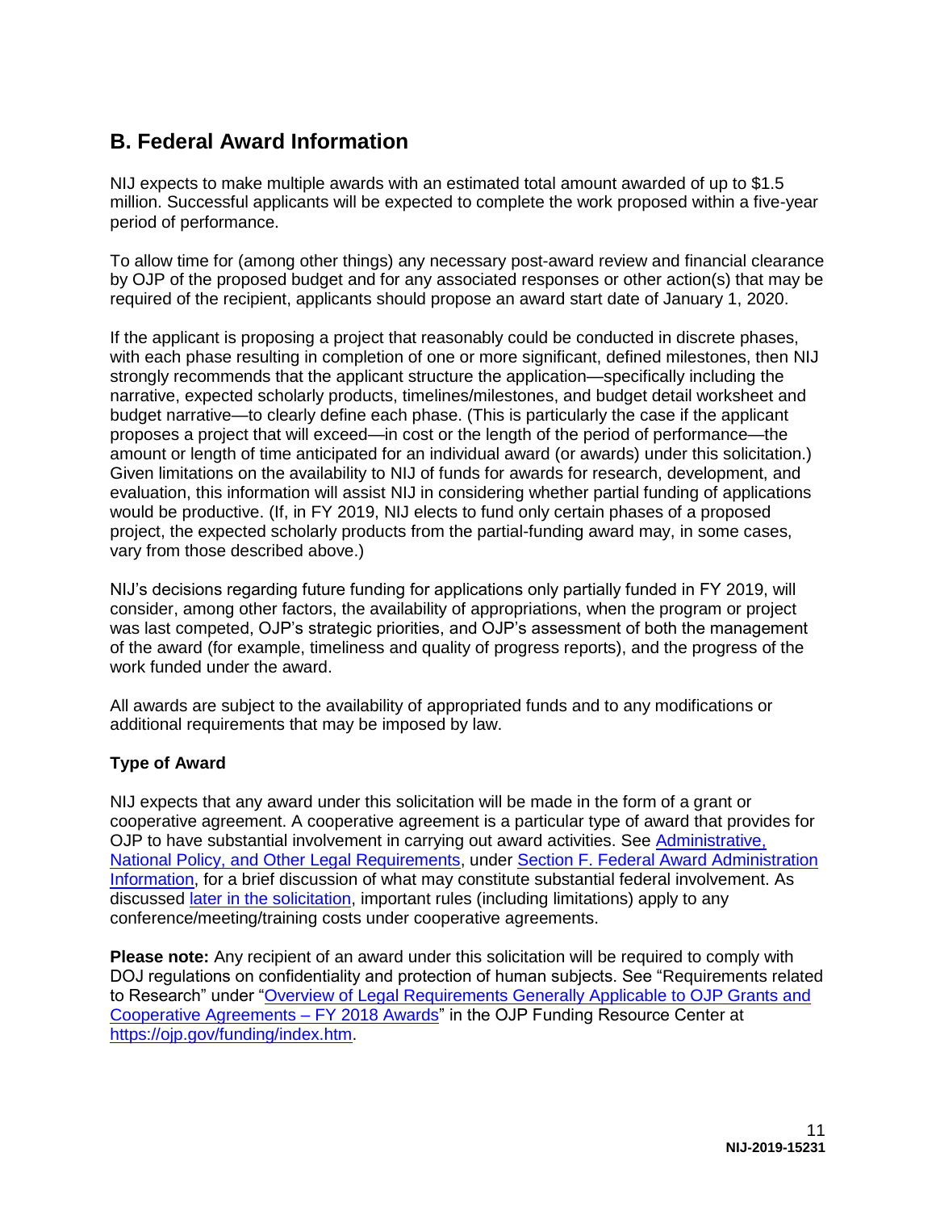## B. Federal Award Information

NIJ expects to make multiple awards with an estimated total amount awarded of up to $1.5 million. Successful applicants will be expected to complete the work proposed within a five-year period of performance.

To allow time for (among other things) any necessary post-award review and financial clearance by OJP of the proposed budget and for any associated responses or other action(s) that may be required of the recipient, applicants should propose an award start date of January 1, 2020.

If the applicant is proposing a project that reasonably could be conducted in discrete phases, with each phase resulting in completion of one or more significant, defined milestones, then NIJ strongly recommends that the applicant structure the application—specifically including the narrative, expected scholarly products, timelines/milestones, and budget detail worksheet and budget narrative—to clearly define each phase. (This is particularly the case if the applicant proposes a project that will exceed—in cost or the length of the period of performance—the amount or length of time anticipated for an individual award (or awards) under this solicitation.) Given limitations on the availability to NIJ of funds for awards for research, development, and evaluation, this information will assist NIJ in considering whether partial funding of applications would be productive. (If, in FY 2019, NIJ elects to fund only certain phases of a proposed project, the expected scholarly products from the partial-funding award may, in some cases, vary from those described above.)

NIJ's decisions regarding future funding for applications only partially funded in FY 2019, will consider, among other factors, the availability of appropriations, when the program or project was last competed, OJP's strategic priorities, and OJP's assessment of both the management of the award (for example, timeliness and quality of progress reports), and the progress of the work funded under the award.

All awards are subject to the availability of appropriated funds and to any modifications or additional requirements that may be imposed by law.

### Type of Award

NIJ expects that any award under this solicitation will be made in the form of a grant or cooperative agreement. A cooperative agreement is a particular type of award that provides for OJP to have substantial involvement in carrying out award activities. See Administrative, National Policy, and Other Legal Requirements, under Section F. Federal Award Administration Information, for a brief discussion of what may constitute substantial federal involvement. As discussed later in the solicitation, important rules (including limitations) apply to any conference/meeting/training costs under cooperative agreements.

**Please note:** Any recipient of an award under this solicitation will be required to comply with DOJ regulations on confidentiality and protection of human subjects. See "Requirements related to Research" under "Overview of Legal Requirements Generally Applicable to OJP Grants and Cooperative Agreements – FY 2018 Awards" in the OJP Funding Resource Center at https://ojp.gov/funding/index.htm.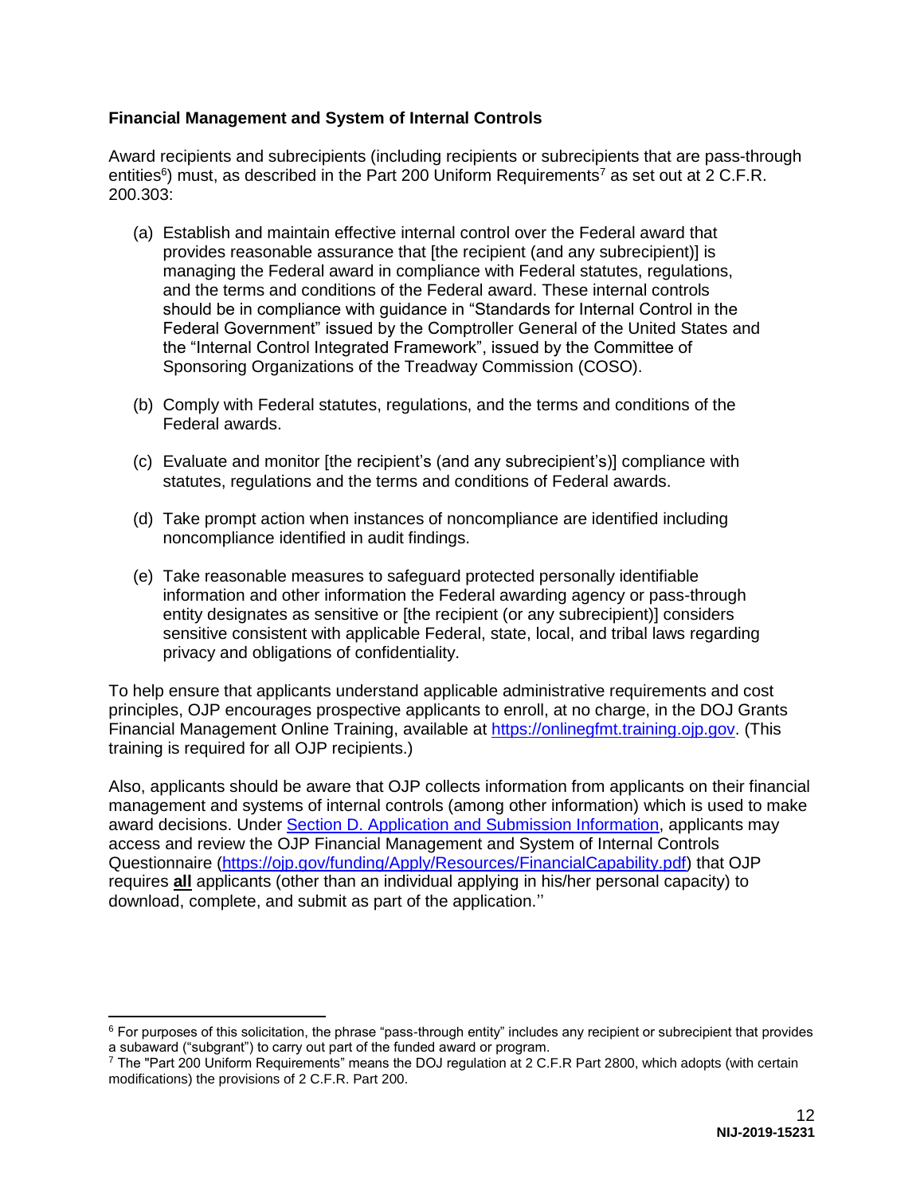**Financial Management and System of Internal Controls**

Award recipients and subrecipients (including recipients or subrecipients that are pass-through entities[6]) must, as described in the Part 200 Uniform Requirements[7] as set out at 2 C.F.R. 200.303:

(a) Establish and maintain effective internal control over the Federal award that provides reasonable assurance that [the recipient (and any subrecipient)] is managing the Federal award in compliance with Federal statutes, regulations, and the terms and conditions of the Federal award. These internal controls should be in compliance with guidance in "Standards for Internal Control in the Federal Government" issued by the Comptroller General of the United States and the "Internal Control Integrated Framework", issued by the Committee of Sponsoring Organizations of the Treadway Commission (COSO).

(b) Comply with Federal statutes, regulations, and the terms and conditions of the Federal awards.

(c) Evaluate and monitor [the recipient's (and any subrecipient's)] compliance with statutes, regulations and the terms and conditions of Federal awards.

(d) Take prompt action when instances of noncompliance are identified including noncompliance identified in audit findings.

(e) Take reasonable measures to safeguard protected personally identifiable information and other information the Federal awarding agency or pass-through entity designates as sensitive or [the recipient (or any subrecipient)] considers sensitive consistent with applicable Federal, state, local, and tribal laws regarding privacy and obligations of confidentiality.

To help ensure that applicants understand applicable administrative requirements and cost principles, OJP encourages prospective applicants to enroll, at no charge, in the DOJ Grants Financial Management Online Training, available at https://onlinegfmt.training.ojp.gov. (This training is required for all OJP recipients.)

Also, applicants should be aware that OJP collects information from applicants on their financial management and systems of internal controls (among other information) which is used to make award decisions. Under Section D. Application and Submission Information, applicants may access and review the OJP Financial Management and System of Internal Controls Questionnaire (https://ojp.gov/funding/Apply/Resources/FinancialCapability.pdf) that OJP requires **all** applicants (other than an individual applying in his/her personal capacity) to download, complete, and submit as part of the application.''

---

[6] For purposes of this solicitation, the phrase "pass-through entity" includes any recipient or subrecipient that provides a subaward ("subgrant") to carry out part of the funded award or program.

[7] The "Part 200 Uniform Requirements" means the DOJ regulation at 2 C.F.R Part 2800, which adopts (with certain modifications) the provisions of 2 C.F.R. Part 200.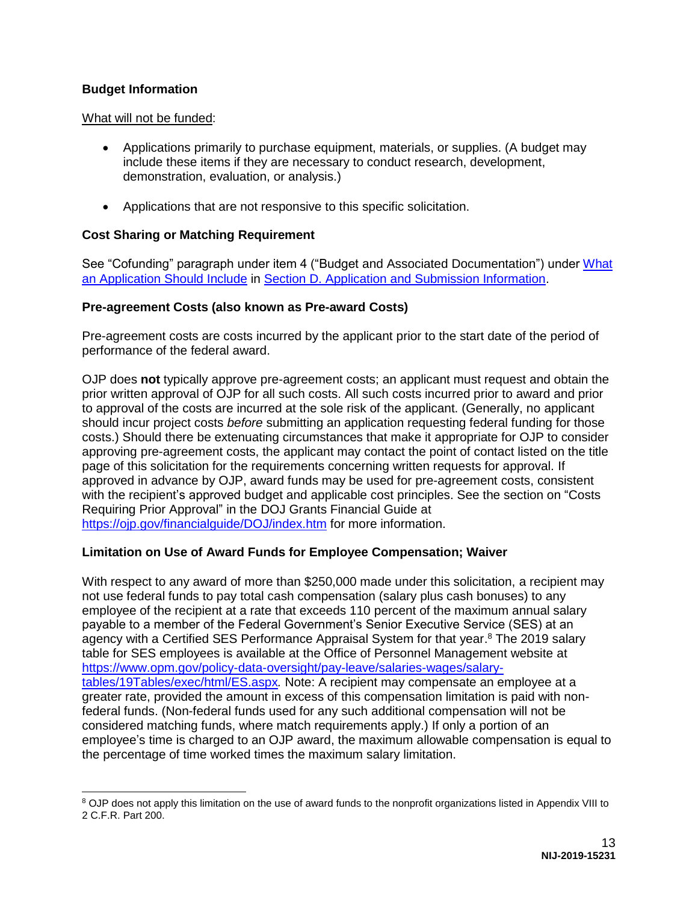### Budget Information

What will not be funded:

- Applications primarily to purchase equipment, materials, or supplies. (A budget may include these items if they are necessary to conduct research, development, demonstration, evaluation, or analysis.)
- Applications that are not responsive to this specific solicitation.

### Cost Sharing or Matching Requirement

See "Cofunding" paragraph under item 4 ("Budget and Associated Documentation") under [What an Application Should Include](#) in [Section D. Application and Submission Information](#).

### Pre-agreement Costs (also known as Pre-award Costs)

Pre-agreement costs are costs incurred by the applicant prior to the start date of the period of performance of the federal award.

OJP does **not** typically approve pre-agreement costs; an applicant must request and obtain the prior written approval of OJP for all such costs. All such costs incurred prior to award and prior to approval of the costs are incurred at the sole risk of the applicant. (Generally, no applicant should incur project costs *before* submitting an application requesting federal funding for those costs.) Should there be extenuating circumstances that make it appropriate for OJP to consider approving pre-agreement costs, the applicant may contact the point of contact listed on the title page of this solicitation for the requirements concerning written requests for approval. If approved in advance by OJP, award funds may be used for pre-agreement costs, consistent with the recipient's approved budget and applicable cost principles. See the section on "Costs Requiring Prior Approval" in the DOJ Grants Financial Guide at https://ojp.gov/financialguide/DOJ/index.htm for more information.

### Limitation on Use of Award Funds for Employee Compensation; Waiver

With respect to any award of more than $250,000 made under this solicitation, a recipient may not use federal funds to pay total cash compensation (salary plus cash bonuses) to any employee of the recipient at a rate that exceeds 110 percent of the maximum annual salary payable to a member of the Federal Government's Senior Executive Service (SES) at an agency with a Certified SES Performance Appraisal System for that year.[8] The 2019 salary table for SES employees is available at the Office of Personnel Management website at https://www.opm.gov/policy-data-oversight/pay-leave/salaries-wages/salary-tables/19Tables/exec/html/ES.aspx*.* Note: A recipient may compensate an employee at a greater rate, provided the amount in excess of this compensation limitation is paid with non-federal funds. (Non-federal funds used for any such additional compensation will not be considered matching funds, where match requirements apply.) If only a portion of an employee's time is charged to an OJP award, the maximum allowable compensation is equal to the percentage of time worked times the maximum salary limitation.

---

[8] OJP does not apply this limitation on the use of award funds to the nonprofit organizations listed in Appendix VIII to 2 C.F.R. Part 200.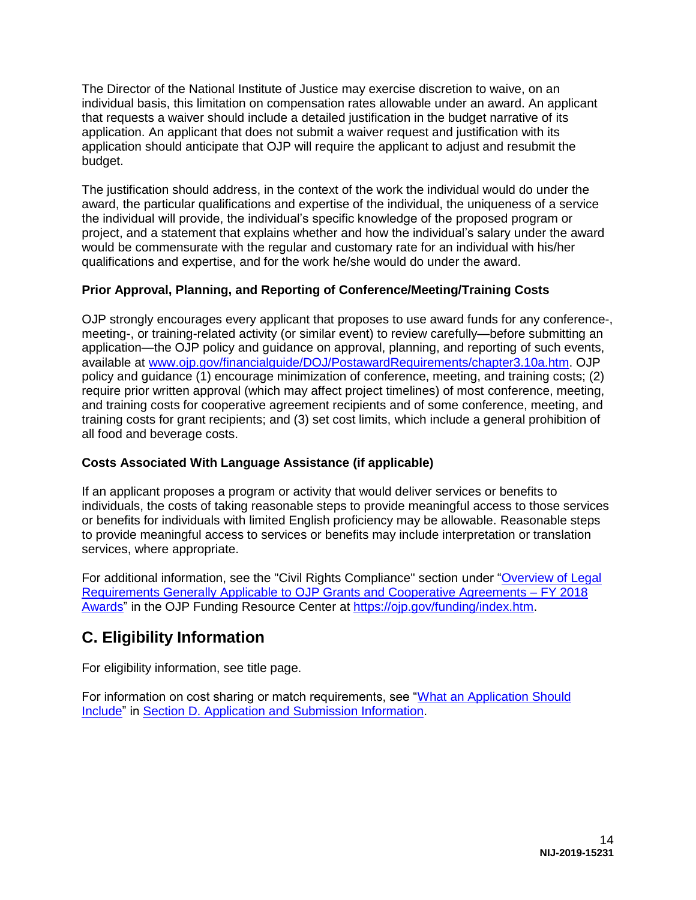The Director of the National Institute of Justice may exercise discretion to waive, on an individual basis, this limitation on compensation rates allowable under an award. An applicant that requests a waiver should include a detailed justification in the budget narrative of its application. An applicant that does not submit a waiver request and justification with its application should anticipate that OJP will require the applicant to adjust and resubmit the budget.

The justification should address, in the context of the work the individual would do under the award, the particular qualifications and expertise of the individual, the uniqueness of a service the individual will provide, the individual's specific knowledge of the proposed program or project, and a statement that explains whether and how the individual's salary under the award would be commensurate with the regular and customary rate for an individual with his/her qualifications and expertise, and for the work he/she would do under the award.

**Prior Approval, Planning, and Reporting of Conference/Meeting/Training Costs**

OJP strongly encourages every applicant that proposes to use award funds for any conference-, meeting-, or training-related activity (or similar event) to review carefully—before submitting an application—the OJP policy and guidance on approval, planning, and reporting of such events, available at [www.ojp.gov/financialguide/DOJ/PostawardRequirements/chapter3.10a.htm](www.ojp.gov/financialguide/DOJ/PostawardRequirements/chapter3.10a.htm). OJP policy and guidance (1) encourage minimization of conference, meeting, and training costs; (2) require prior written approval (which may affect project timelines) of most conference, meeting, and training costs for cooperative agreement recipients and of some conference, meeting, and training costs for grant recipients; and (3) set cost limits, which include a general prohibition of all food and beverage costs.

**Costs Associated With Language Assistance (if applicable)**

If an applicant proposes a program or activity that would deliver services or benefits to individuals, the costs of taking reasonable steps to provide meaningful access to those services or benefits for individuals with limited English proficiency may be allowable. Reasonable steps to provide meaningful access to services or benefits may include interpretation or translation services, where appropriate.

For additional information, see the "Civil Rights Compliance" section under "Overview of Legal Requirements Generally Applicable to OJP Grants and Cooperative Agreements – FY 2018 Awards" in the OJP Funding Resource Center at [https://ojp.gov/funding/index.htm](https://ojp.gov/funding/index.htm).

## C. Eligibility Information

For eligibility information, see title page.

For information on cost sharing or match requirements, see "What an Application Should Include" in Section D. Application and Submission Information.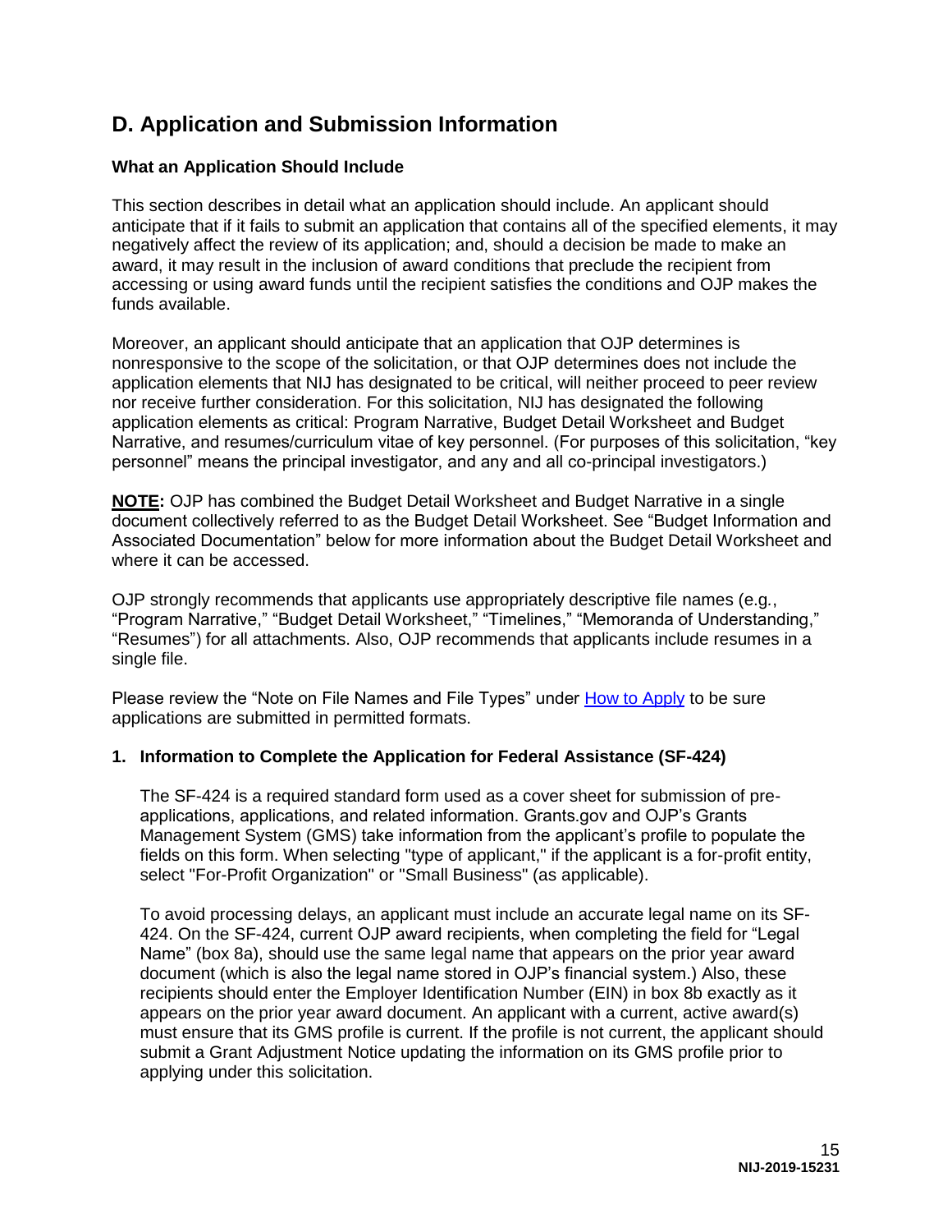## D. Application and Submission Information

**What an Application Should Include**

This section describes in detail what an application should include. An applicant should anticipate that if it fails to submit an application that contains all of the specified elements, it may negatively affect the review of its application; and, should a decision be made to make an award, it may result in the inclusion of award conditions that preclude the recipient from accessing or using award funds until the recipient satisfies the conditions and OJP makes the funds available.

Moreover, an applicant should anticipate that an application that OJP determines is nonresponsive to the scope of the solicitation, or that OJP determines does not include the application elements that NIJ has designated to be critical, will neither proceed to peer review nor receive further consideration. For this solicitation, NIJ has designated the following application elements as critical: Program Narrative, Budget Detail Worksheet and Budget Narrative, and resumes/curriculum vitae of key personnel. (For purposes of this solicitation, "key personnel" means the principal investigator, and any and all co-principal investigators.)

**NOTE:** OJP has combined the Budget Detail Worksheet and Budget Narrative in a single document collectively referred to as the Budget Detail Worksheet. See "Budget Information and Associated Documentation" below for more information about the Budget Detail Worksheet and where it can be accessed.

OJP strongly recommends that applicants use appropriately descriptive file names (e.g., "Program Narrative," "Budget Detail Worksheet," "Timelines," "Memoranda of Understanding," "Resumes") for all attachments. Also, OJP recommends that applicants include resumes in a single file.

Please review the "Note on File Names and File Types" under How to Apply to be sure applications are submitted in permitted formats.

**1. Information to Complete the Application for Federal Assistance (SF-424)**

The SF-424 is a required standard form used as a cover sheet for submission of pre-applications, applications, and related information. Grants.gov and OJP's Grants Management System (GMS) take information from the applicant's profile to populate the fields on this form. When selecting "type of applicant," if the applicant is a for-profit entity, select "For-Profit Organization" or "Small Business" (as applicable).

To avoid processing delays, an applicant must include an accurate legal name on its SF-424. On the SF-424, current OJP award recipients, when completing the field for "Legal Name" (box 8a), should use the same legal name that appears on the prior year award document (which is also the legal name stored in OJP's financial system.) Also, these recipients should enter the Employer Identification Number (EIN) in box 8b exactly as it appears on the prior year award document. An applicant with a current, active award(s) must ensure that its GMS profile is current. If the profile is not current, the applicant should submit a Grant Adjustment Notice updating the information on its GMS profile prior to applying under this solicitation.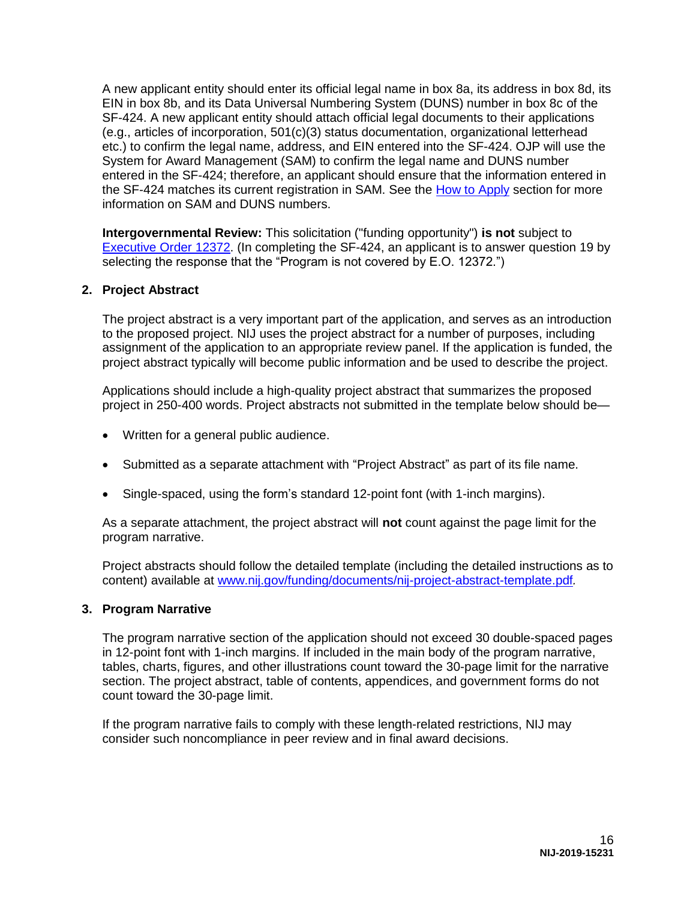A new applicant entity should enter its official legal name in box 8a, its address in box 8d, its EIN in box 8b, and its Data Universal Numbering System (DUNS) number in box 8c of the SF-424. A new applicant entity should attach official legal documents to their applications (e.g., articles of incorporation, 501(c)(3) status documentation, organizational letterhead etc.) to confirm the legal name, address, and EIN entered into the SF-424. OJP will use the System for Award Management (SAM) to confirm the legal name and DUNS number entered in the SF-424; therefore, an applicant should ensure that the information entered in the SF-424 matches its current registration in SAM. See the How to Apply section for more information on SAM and DUNS numbers.

**Intergovernmental Review:** This solicitation ("funding opportunity") **is not** subject to Executive Order 12372. (In completing the SF-424, an applicant is to answer question 19 by selecting the response that the "Program is not covered by E.O. 12372.")

### 2. Project Abstract

The project abstract is a very important part of the application, and serves as an introduction to the proposed project. NIJ uses the project abstract for a number of purposes, including assignment of the application to an appropriate review panel. If the application is funded, the project abstract typically will become public information and be used to describe the project.

Applications should include a high-quality project abstract that summarizes the proposed project in 250-400 words. Project abstracts not submitted in the template below should be—

- Written for a general public audience.
- Submitted as a separate attachment with "Project Abstract" as part of its file name.
- Single-spaced, using the form's standard 12-point font (with 1-inch margins).

As a separate attachment, the project abstract will **not** count against the page limit for the program narrative.

Project abstracts should follow the detailed template (including the detailed instructions as to content) available at www.nij.gov/funding/documents/nij-project-abstract-template.pdf*.*

### 3. Program Narrative

The program narrative section of the application should not exceed 30 double-spaced pages in 12-point font with 1-inch margins. If included in the main body of the program narrative, tables, charts, figures, and other illustrations count toward the 30-page limit for the narrative section. The project abstract, table of contents, appendices, and government forms do not count toward the 30-page limit.

If the program narrative fails to comply with these length-related restrictions, NIJ may consider such noncompliance in peer review and in final award decisions.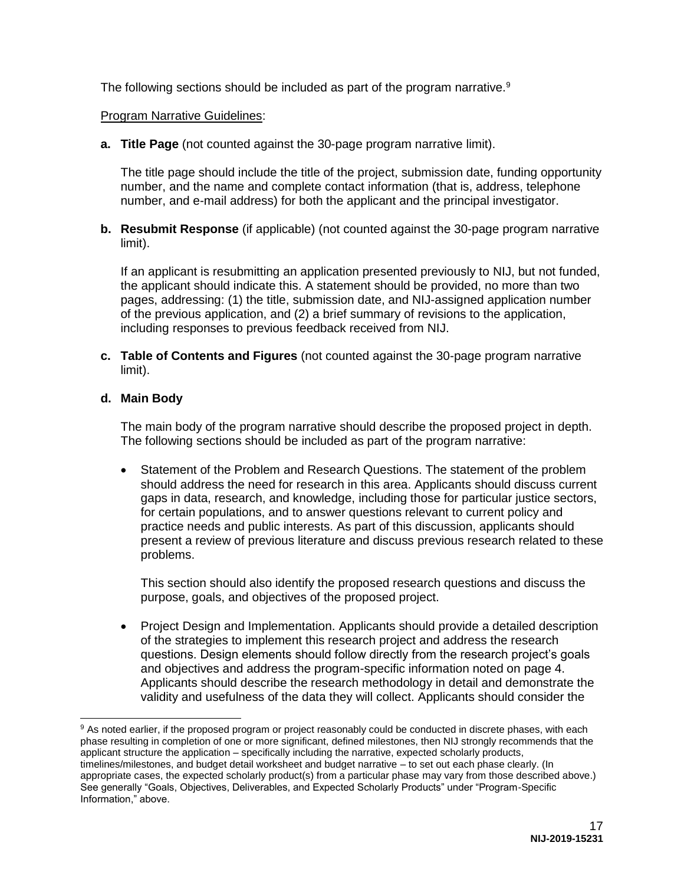The following sections should be included as part of the program narrative.[9]

Program Narrative Guidelines:

**a. Title Page** (not counted against the 30-page program narrative limit).

The title page should include the title of the project, submission date, funding opportunity number, and the name and complete contact information (that is, address, telephone number, and e-mail address) for both the applicant and the principal investigator.

**b. Resubmit Response** (if applicable) (not counted against the 30-page program narrative limit).

If an applicant is resubmitting an application presented previously to NIJ, but not funded, the applicant should indicate this. A statement should be provided, no more than two pages, addressing: (1) the title, submission date, and NIJ-assigned application number of the previous application, and (2) a brief summary of revisions to the application, including responses to previous feedback received from NIJ.

**c. Table of Contents and Figures** (not counted against the 30-page program narrative limit).

**d. Main Body**

The main body of the program narrative should describe the proposed project in depth. The following sections should be included as part of the program narrative:

- Statement of the Problem and Research Questions. The statement of the problem should address the need for research in this area. Applicants should discuss current gaps in data, research, and knowledge, including those for particular justice sectors, for certain populations, and to answer questions relevant to current policy and practice needs and public interests. As part of this discussion, applicants should present a review of previous literature and discuss previous research related to these problems.

  This section should also identify the proposed research questions and discuss the purpose, goals, and objectives of the proposed project.

- Project Design and Implementation. Applicants should provide a detailed description of the strategies to implement this research project and address the research questions. Design elements should follow directly from the research project's goals and objectives and address the program-specific information noted on page 4. Applicants should describe the research methodology in detail and demonstrate the validity and usefulness of the data they will collect. Applicants should consider the

[9] As noted earlier, if the proposed program or project reasonably could be conducted in discrete phases, with each phase resulting in completion of one or more significant, defined milestones, then NIJ strongly recommends that the applicant structure the application – specifically including the narrative, expected scholarly products, timelines/milestones, and budget detail worksheet and budget narrative – to set out each phase clearly. (In appropriate cases, the expected scholarly product(s) from a particular phase may vary from those described above.) See generally "Goals, Objectives, Deliverables, and Expected Scholarly Products" under "Program-Specific Information," above.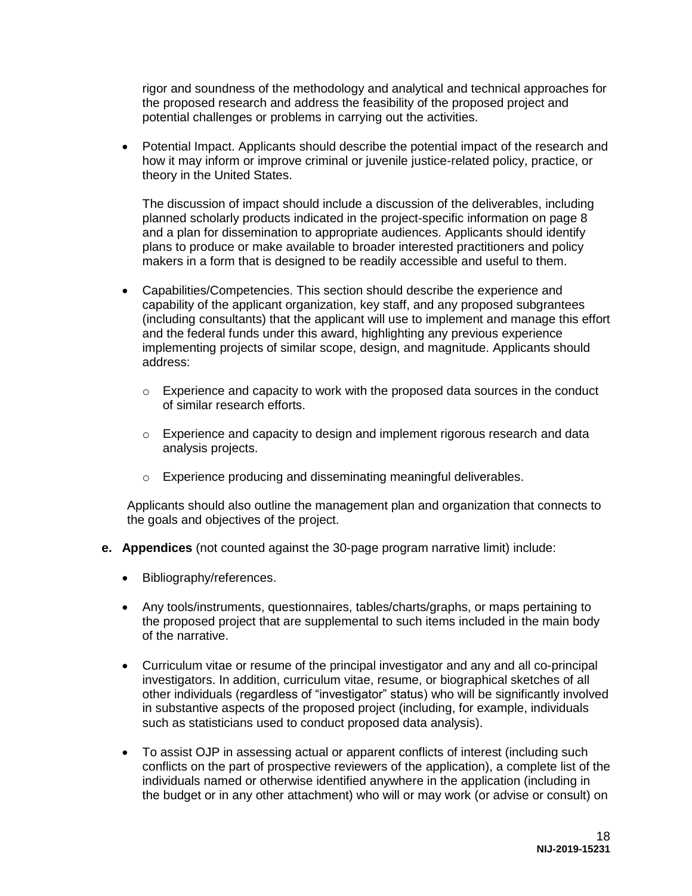rigor and soundness of the methodology and analytical and technical approaches for the proposed research and address the feasibility of the proposed project and potential challenges or problems in carrying out the activities.

- Potential Impact. Applicants should describe the potential impact of the research and how it may inform or improve criminal or juvenile justice-related policy, practice, or theory in the United States.

  The discussion of impact should include a discussion of the deliverables, including planned scholarly products indicated in the project-specific information on page 8 and a plan for dissemination to appropriate audiences. Applicants should identify plans to produce or make available to broader interested practitioners and policy makers in a form that is designed to be readily accessible and useful to them.

- Capabilities/Competencies. This section should describe the experience and capability of the applicant organization, key staff, and any proposed subgrantees (including consultants) that the applicant will use to implement and manage this effort and the federal funds under this award, highlighting any previous experience implementing projects of similar scope, design, and magnitude. Applicants should address:

  - Experience and capacity to work with the proposed data sources in the conduct of similar research efforts.
  - Experience and capacity to design and implement rigorous research and data analysis projects.
  - Experience producing and disseminating meaningful deliverables.

  Applicants should also outline the management plan and organization that connects to the goals and objectives of the project.

**e. Appendices** (not counted against the 30-page program narrative limit) include:

- Bibliography/references.
- Any tools/instruments, questionnaires, tables/charts/graphs, or maps pertaining to the proposed project that are supplemental to such items included in the main body of the narrative.
- Curriculum vitae or resume of the principal investigator and any and all co-principal investigators. In addition, curriculum vitae, resume, or biographical sketches of all other individuals (regardless of "investigator" status) who will be significantly involved in substantive aspects of the proposed project (including, for example, individuals such as statisticians used to conduct proposed data analysis).
- To assist OJP in assessing actual or apparent conflicts of interest (including such conflicts on the part of prospective reviewers of the application), a complete list of the individuals named or otherwise identified anywhere in the application (including in the budget or in any other attachment) who will or may work (or advise or consult) on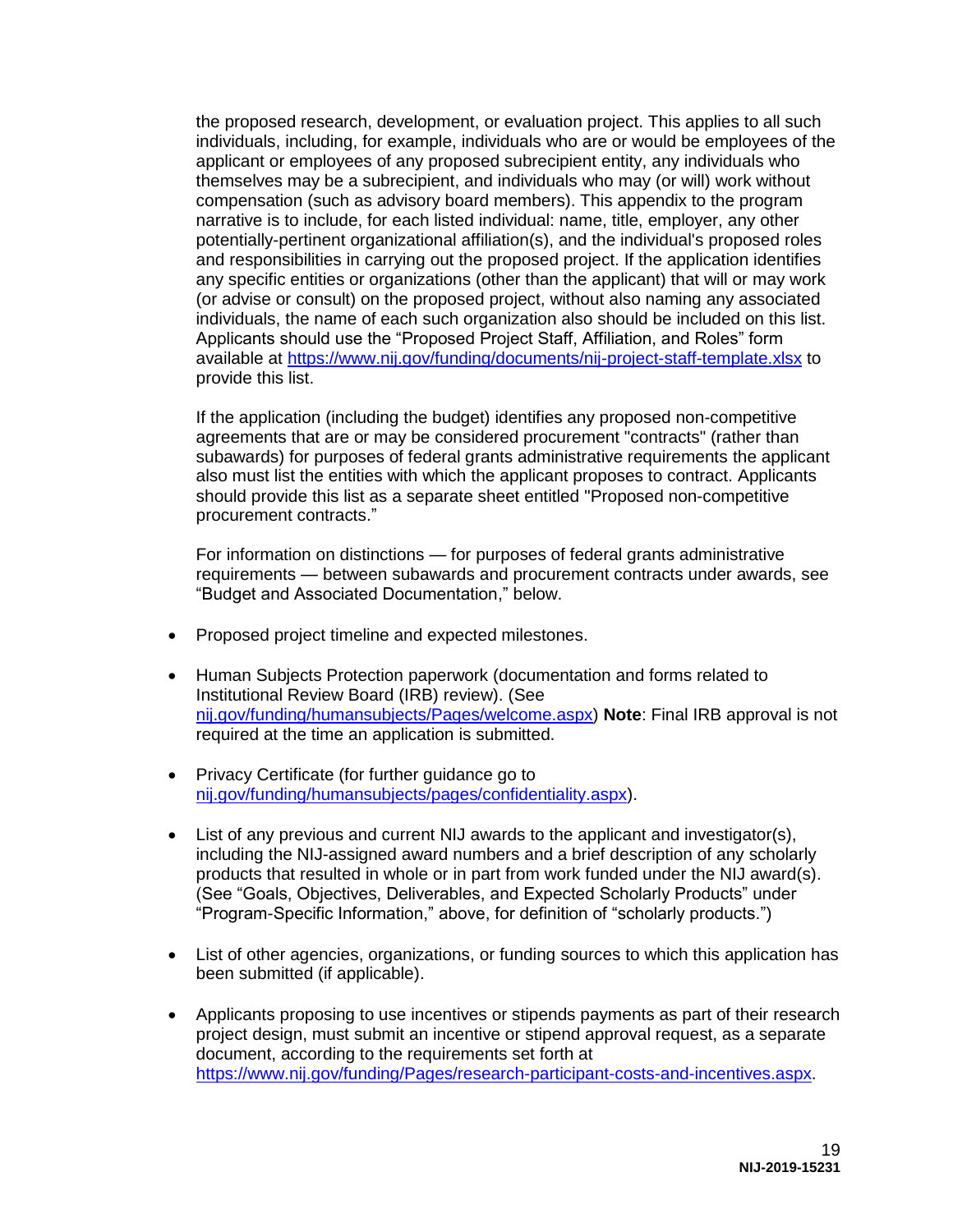the proposed research, development, or evaluation project. This applies to all such individuals, including, for example, individuals who are or would be employees of the applicant or employees of any proposed subrecipient entity, any individuals who themselves may be a subrecipient, and individuals who may (or will) work without compensation (such as advisory board members). This appendix to the program narrative is to include, for each listed individual: name, title, employer, any other potentially-pertinent organizational affiliation(s), and the individual's proposed roles and responsibilities in carrying out the proposed project. If the application identifies any specific entities or organizations (other than the applicant) that will or may work (or advise or consult) on the proposed project, without also naming any associated individuals, the name of each such organization also should be included on this list. Applicants should use the "Proposed Project Staff, Affiliation, and Roles" form available at [https://www.nij.gov/funding/documents/nij-project-staff-template.xlsx](https://www.nij.gov/funding/documents/nij-project-staff-template.xlsx) to provide this list.

If the application (including the budget) identifies any proposed non-competitive agreements that are or may be considered procurement "contracts" (rather than subawards) for purposes of federal grants administrative requirements the applicant also must list the entities with which the applicant proposes to contract. Applicants should provide this list as a separate sheet entitled "Proposed non-competitive procurement contracts."

For information on distinctions — for purposes of federal grants administrative requirements — between subawards and procurement contracts under awards, see "Budget and Associated Documentation," below.

- Proposed project timeline and expected milestones.

- Human Subjects Protection paperwork (documentation and forms related to Institutional Review Board (IRB) review). (See [nij.gov/funding/humansubjects/Pages/welcome.aspx](nij.gov/funding/humansubjects/Pages/welcome.aspx)) **Note**: Final IRB approval is not required at the time an application is submitted.

- Privacy Certificate (for further guidance go to [nij.gov/funding/humansubjects/pages/confidentiality.aspx](nij.gov/funding/humansubjects/pages/confidentiality.aspx)).

- List of any previous and current NIJ awards to the applicant and investigator(s), including the NIJ-assigned award numbers and a brief description of any scholarly products that resulted in whole or in part from work funded under the NIJ award(s). (See "Goals, Objectives, Deliverables, and Expected Scholarly Products" under "Program-Specific Information," above, for definition of "scholarly products.")

- List of other agencies, organizations, or funding sources to which this application has been submitted (if applicable).

- Applicants proposing to use incentives or stipends payments as part of their research project design, must submit an incentive or stipend approval request, as a separate document, according to the requirements set forth at [https://www.nij.gov/funding/Pages/research-participant-costs-and-incentives.aspx](https://www.nij.gov/funding/Pages/research-participant-costs-and-incentives.aspx).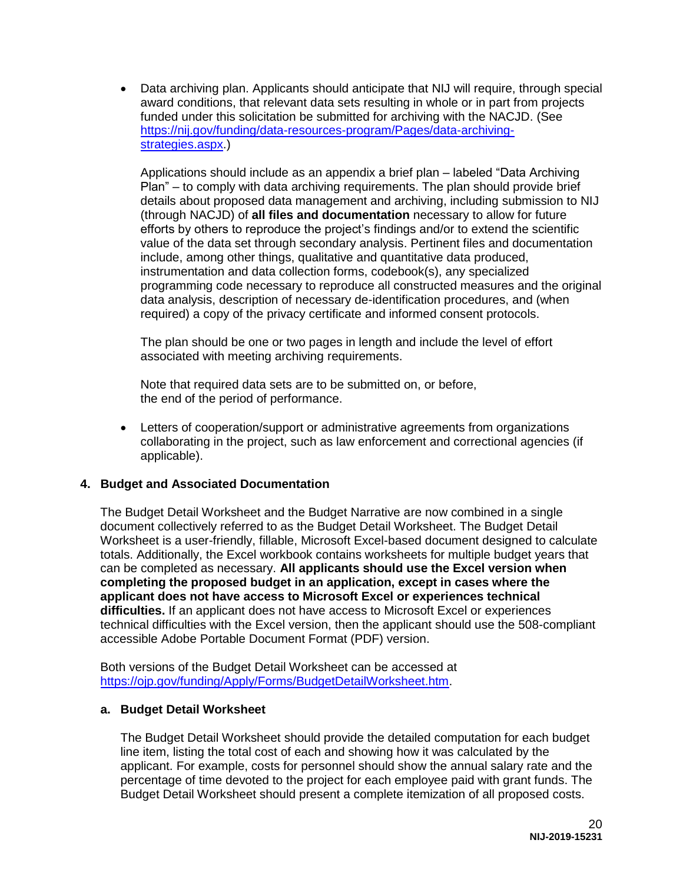- Data archiving plan. Applicants should anticipate that NIJ will require, through special award conditions, that relevant data sets resulting in whole or in part from projects funded under this solicitation be submitted for archiving with the NACJD. (See [https://nij.gov/funding/data-resources-program/Pages/data-archiving-strategies.aspx](https://nij.gov/funding/data-resources-program/Pages/data-archiving-strategies.aspx).)

  Applications should include as an appendix a brief plan – labeled "Data Archiving Plan" – to comply with data archiving requirements. The plan should provide brief details about proposed data management and archiving, including submission to NIJ (through NACJD) of **all files and documentation** necessary to allow for future efforts by others to reproduce the project's findings and/or to extend the scientific value of the data set through secondary analysis. Pertinent files and documentation include, among other things, qualitative and quantitative data produced, instrumentation and data collection forms, codebook(s), any specialized programming code necessary to reproduce all constructed measures and the original data analysis, description of necessary de-identification procedures, and (when required) a copy of the privacy certificate and informed consent protocols.

  The plan should be one or two pages in length and include the level of effort associated with meeting archiving requirements.

  Note that required data sets are to be submitted on, or before, the end of the period of performance.

- Letters of cooperation/support or administrative agreements from organizations collaborating in the project, such as law enforcement and correctional agencies (if applicable).

### 4. Budget and Associated Documentation

The Budget Detail Worksheet and the Budget Narrative are now combined in a single document collectively referred to as the Budget Detail Worksheet. The Budget Detail Worksheet is a user-friendly, fillable, Microsoft Excel-based document designed to calculate totals. Additionally, the Excel workbook contains worksheets for multiple budget years that can be completed as necessary. **All applicants should use the Excel version when completing the proposed budget in an application, except in cases where the applicant does not have access to Microsoft Excel or experiences technical difficulties.** If an applicant does not have access to Microsoft Excel or experiences technical difficulties with the Excel version, then the applicant should use the 508-compliant accessible Adobe Portable Document Format (PDF) version.

Both versions of the Budget Detail Worksheet can be accessed at [https://ojp.gov/funding/Apply/Forms/BudgetDetailWorksheet.htm](https://ojp.gov/funding/Apply/Forms/BudgetDetailWorksheet.htm).

#### a. Budget Detail Worksheet

The Budget Detail Worksheet should provide the detailed computation for each budget line item, listing the total cost of each and showing how it was calculated by the applicant. For example, costs for personnel should show the annual salary rate and the percentage of time devoted to the project for each employee paid with grant funds. The Budget Detail Worksheet should present a complete itemization of all proposed costs.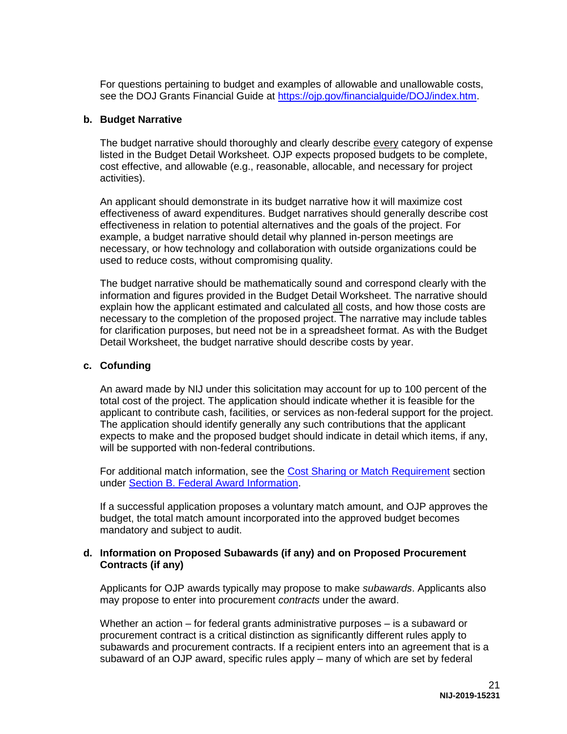For questions pertaining to budget and examples of allowable and unallowable costs, see the DOJ Grants Financial Guide at [https://ojp.gov/financialguide/DOJ/index.htm](https://ojp.gov/financialguide/DOJ/index.htm).

### b. Budget Narrative

The budget narrative should thoroughly and clearly describe every category of expense listed in the Budget Detail Worksheet. OJP expects proposed budgets to be complete, cost effective, and allowable (e.g., reasonable, allocable, and necessary for project activities).

An applicant should demonstrate in its budget narrative how it will maximize cost effectiveness of award expenditures. Budget narratives should generally describe cost effectiveness in relation to potential alternatives and the goals of the project. For example, a budget narrative should detail why planned in-person meetings are necessary, or how technology and collaboration with outside organizations could be used to reduce costs, without compromising quality.

The budget narrative should be mathematically sound and correspond clearly with the information and figures provided in the Budget Detail Worksheet. The narrative should explain how the applicant estimated and calculated all costs, and how those costs are necessary to the completion of the proposed project. The narrative may include tables for clarification purposes, but need not be in a spreadsheet format. As with the Budget Detail Worksheet, the budget narrative should describe costs by year.

### c. Cofunding

An award made by NIJ under this solicitation may account for up to 100 percent of the total cost of the project. The application should indicate whether it is feasible for the applicant to contribute cash, facilities, or services as non-federal support for the project. The application should identify generally any such contributions that the applicant expects to make and the proposed budget should indicate in detail which items, if any, will be supported with non-federal contributions.

For additional match information, see the Cost Sharing or Match Requirement section under Section B. Federal Award Information.

If a successful application proposes a voluntary match amount, and OJP approves the budget, the total match amount incorporated into the approved budget becomes mandatory and subject to audit.

### d. Information on Proposed Subawards (if any) and on Proposed Procurement Contracts (if any)

Applicants for OJP awards typically may propose to make *subawards*. Applicants also may propose to enter into procurement *contracts* under the award.

Whether an action – for federal grants administrative purposes – is a subaward or procurement contract is a critical distinction as significantly different rules apply to subawards and procurement contracts. If a recipient enters into an agreement that is a subaward of an OJP award, specific rules apply – many of which are set by federal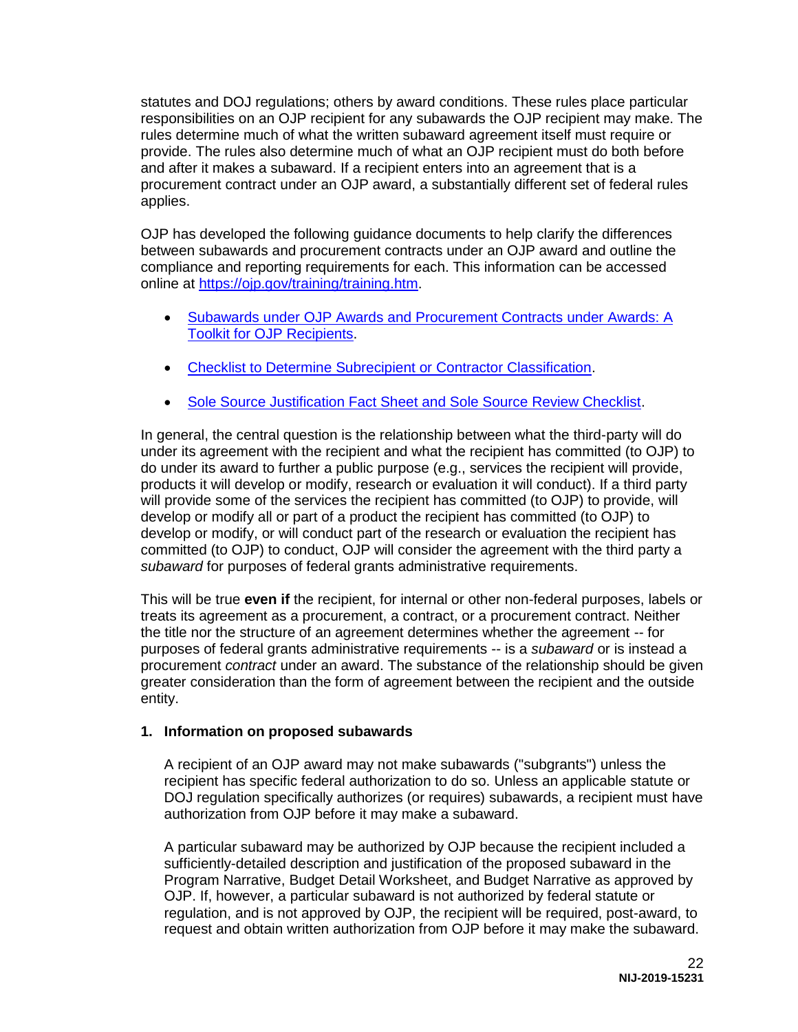statutes and DOJ regulations; others by award conditions. These rules place particular responsibilities on an OJP recipient for any subawards the OJP recipient may make. The rules determine much of what the written subaward agreement itself must require or provide. The rules also determine much of what an OJP recipient must do both before and after it makes a subaward. If a recipient enters into an agreement that is a procurement contract under an OJP award, a substantially different set of federal rules applies.

OJP has developed the following guidance documents to help clarify the differences between subawards and procurement contracts under an OJP award and outline the compliance and reporting requirements for each. This information can be accessed online at [https://ojp.gov/training/training.htm](https://ojp.gov/training/training.htm).

- [Subawards under OJP Awards and Procurement Contracts under Awards: A Toolkit for OJP Recipients](https://ojp.gov/training/training.htm).
- [Checklist to Determine Subrecipient or Contractor Classification](https://ojp.gov/training/training.htm).
- [Sole Source Justification Fact Sheet and Sole Source Review Checklist](https://ojp.gov/training/training.htm).

In general, the central question is the relationship between what the third-party will do under its agreement with the recipient and what the recipient has committed (to OJP) to do under its award to further a public purpose (e.g., services the recipient will provide, products it will develop or modify, research or evaluation it will conduct). If a third party will provide some of the services the recipient has committed (to OJP) to provide, will develop or modify all or part of a product the recipient has committed (to OJP) to develop or modify, or will conduct part of the research or evaluation the recipient has committed (to OJP) to conduct, OJP will consider the agreement with the third party a *subaward* for purposes of federal grants administrative requirements.

This will be true **even if** the recipient, for internal or other non-federal purposes, labels or treats its agreement as a procurement, a contract, or a procurement contract. Neither the title nor the structure of an agreement determines whether the agreement -- for purposes of federal grants administrative requirements -- is a *subaward* or is instead a procurement *contract* under an award. The substance of the relationship should be given greater consideration than the form of agreement between the recipient and the outside entity.

**1. Information on proposed subawards**

A recipient of an OJP award may not make subawards ("subgrants") unless the recipient has specific federal authorization to do so. Unless an applicable statute or DOJ regulation specifically authorizes (or requires) subawards, a recipient must have authorization from OJP before it may make a subaward.

A particular subaward may be authorized by OJP because the recipient included a sufficiently-detailed description and justification of the proposed subaward in the Program Narrative, Budget Detail Worksheet, and Budget Narrative as approved by OJP. If, however, a particular subaward is not authorized by federal statute or regulation, and is not approved by OJP, the recipient will be required, post-award, to request and obtain written authorization from OJP before it may make the subaward.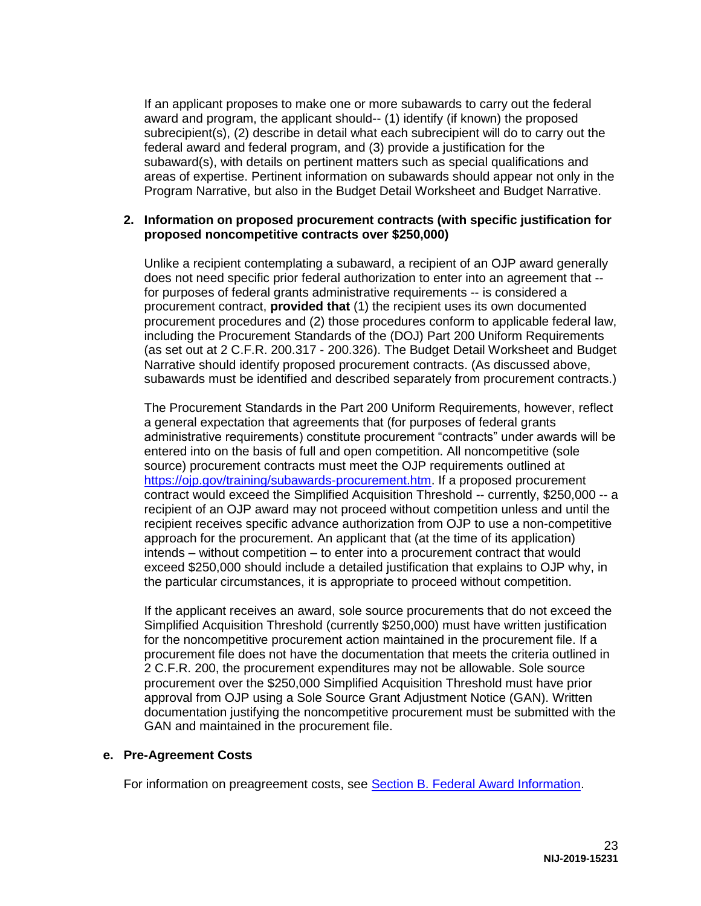If an applicant proposes to make one or more subawards to carry out the federal award and program, the applicant should-- (1) identify (if known) the proposed subrecipient(s), (2) describe in detail what each subrecipient will do to carry out the federal award and federal program, and (3) provide a justification for the subaward(s), with details on pertinent matters such as special qualifications and areas of expertise. Pertinent information on subawards should appear not only in the Program Narrative, but also in the Budget Detail Worksheet and Budget Narrative.

**2. Information on proposed procurement contracts (with specific justification for proposed noncompetitive contracts over $250,000)**

Unlike a recipient contemplating a subaward, a recipient of an OJP award generally does not need specific prior federal authorization to enter into an agreement that -- for purposes of federal grants administrative requirements -- is considered a procurement contract, **provided that** (1) the recipient uses its own documented procurement procedures and (2) those procedures conform to applicable federal law, including the Procurement Standards of the (DOJ) Part 200 Uniform Requirements (as set out at 2 C.F.R. 200.317 - 200.326). The Budget Detail Worksheet and Budget Narrative should identify proposed procurement contracts. (As discussed above, subawards must be identified and described separately from procurement contracts.)

The Procurement Standards in the Part 200 Uniform Requirements, however, reflect a general expectation that agreements that (for purposes of federal grants administrative requirements) constitute procurement "contracts" under awards will be entered into on the basis of full and open competition. All noncompetitive (sole source) procurement contracts must meet the OJP requirements outlined at [https://ojp.gov/training/subawards-procurement.htm](https://ojp.gov/training/subawards-procurement.htm). If a proposed procurement contract would exceed the Simplified Acquisition Threshold -- currently, $250,000 -- a recipient of an OJP award may not proceed without competition unless and until the recipient receives specific advance authorization from OJP to use a non-competitive approach for the procurement. An applicant that (at the time of its application) intends – without competition – to enter into a procurement contract that would exceed $250,000 should include a detailed justification that explains to OJP why, in the particular circumstances, it is appropriate to proceed without competition.

If the applicant receives an award, sole source procurements that do not exceed the Simplified Acquisition Threshold (currently $250,000) must have written justification for the noncompetitive procurement action maintained in the procurement file. If a procurement file does not have the documentation that meets the criteria outlined in 2 C.F.R. 200, the procurement expenditures may not be allowable. Sole source procurement over the $250,000 Simplified Acquisition Threshold must have prior approval from OJP using a Sole Source Grant Adjustment Notice (GAN). Written documentation justifying the noncompetitive procurement must be submitted with the GAN and maintained in the procurement file.

**e. Pre-Agreement Costs**

For information on preagreement costs, see Section B. Federal Award Information.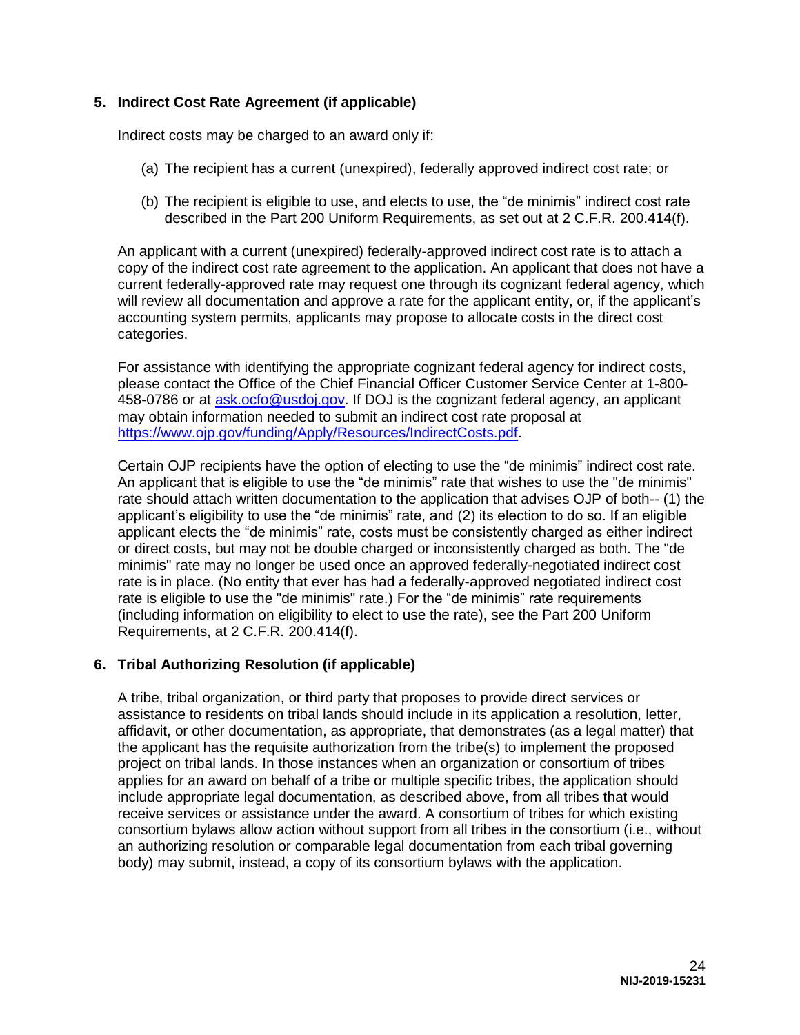**5. Indirect Cost Rate Agreement (if applicable)**

Indirect costs may be charged to an award only if:

(a) The recipient has a current (unexpired), federally approved indirect cost rate; or

(b) The recipient is eligible to use, and elects to use, the "de minimis" indirect cost rate described in the Part 200 Uniform Requirements, as set out at 2 C.F.R. 200.414(f).

An applicant with a current (unexpired) federally-approved indirect cost rate is to attach a copy of the indirect cost rate agreement to the application. An applicant that does not have a current federally-approved rate may request one through its cognizant federal agency, which will review all documentation and approve a rate for the applicant entity, or, if the applicant's accounting system permits, applicants may propose to allocate costs in the direct cost categories.

For assistance with identifying the appropriate cognizant federal agency for indirect costs, please contact the Office of the Chief Financial Officer Customer Service Center at 1-800-458-0786 or at [ask.ocfo@usdoj.gov](mailto:ask.ocfo@usdoj.gov). If DOJ is the cognizant federal agency, an applicant may obtain information needed to submit an indirect cost rate proposal at [https://www.ojp.gov/funding/Apply/Resources/IndirectCosts.pdf](https://www.ojp.gov/funding/Apply/Resources/IndirectCosts.pdf).

Certain OJP recipients have the option of electing to use the "de minimis" indirect cost rate. An applicant that is eligible to use the "de minimis" rate that wishes to use the "de minimis" rate should attach written documentation to the application that advises OJP of both-- (1) the applicant's eligibility to use the "de minimis" rate, and (2) its election to do so. If an eligible applicant elects the "de minimis" rate, costs must be consistently charged as either indirect or direct costs, but may not be double charged or inconsistently charged as both. The "de minimis" rate may no longer be used once an approved federally-negotiated indirect cost rate is in place. (No entity that ever has had a federally-approved negotiated indirect cost rate is eligible to use the "de minimis" rate.) For the "de minimis" rate requirements (including information on eligibility to elect to use the rate), see the Part 200 Uniform Requirements, at 2 C.F.R. 200.414(f).

**6. Tribal Authorizing Resolution (if applicable)**

A tribe, tribal organization, or third party that proposes to provide direct services or assistance to residents on tribal lands should include in its application a resolution, letter, affidavit, or other documentation, as appropriate, that demonstrates (as a legal matter) that the applicant has the requisite authorization from the tribe(s) to implement the proposed project on tribal lands. In those instances when an organization or consortium of tribes applies for an award on behalf of a tribe or multiple specific tribes, the application should include appropriate legal documentation, as described above, from all tribes that would receive services or assistance under the award. A consortium of tribes for which existing consortium bylaws allow action without support from all tribes in the consortium (i.e., without an authorizing resolution or comparable legal documentation from each tribal governing body) may submit, instead, a copy of its consortium bylaws with the application.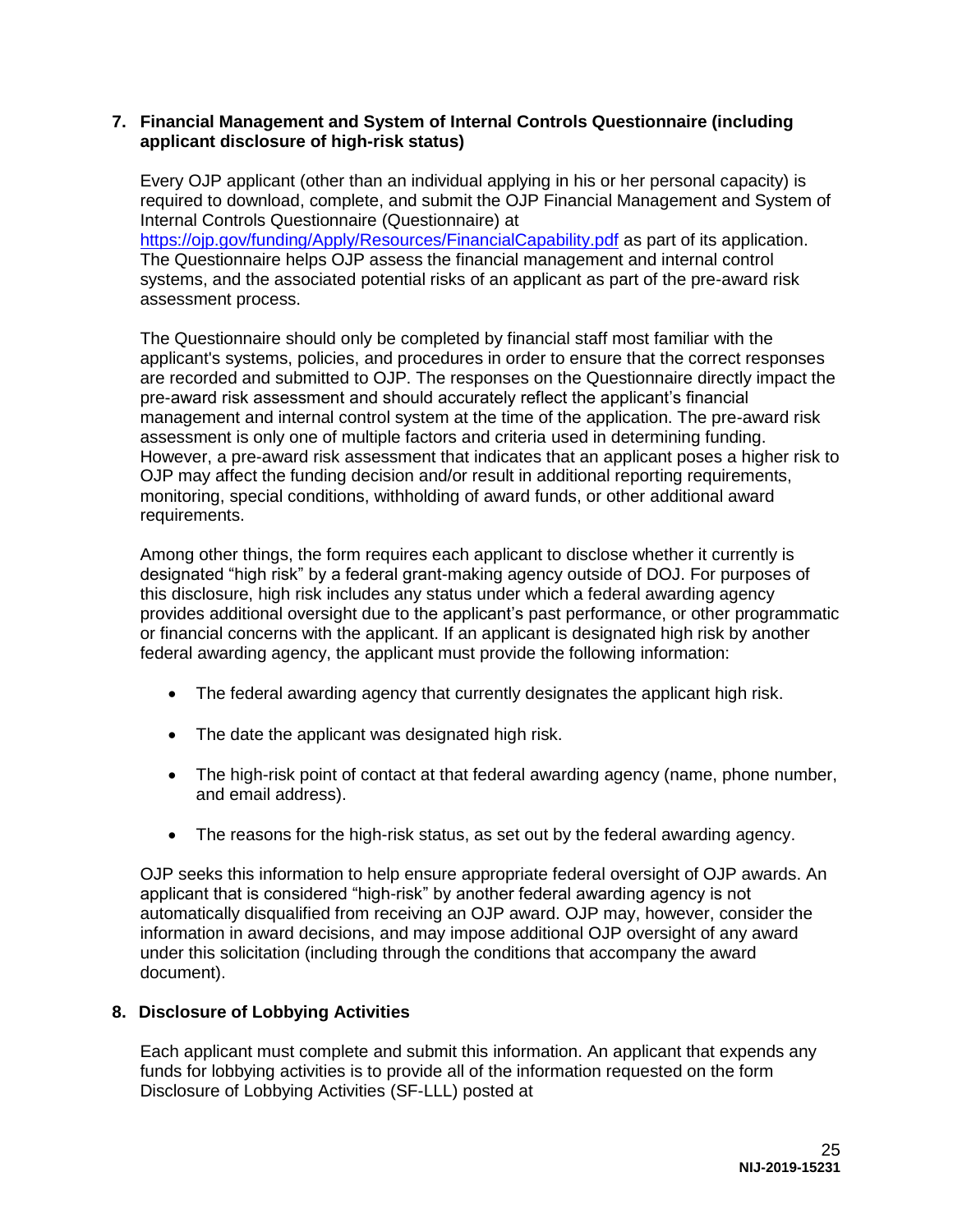**7. Financial Management and System of Internal Controls Questionnaire (including applicant disclosure of high-risk status)**

Every OJP applicant (other than an individual applying in his or her personal capacity) is required to download, complete, and submit the OJP Financial Management and System of Internal Controls Questionnaire (Questionnaire) at https://ojp.gov/funding/Apply/Resources/FinancialCapability.pdf as part of its application. The Questionnaire helps OJP assess the financial management and internal control systems, and the associated potential risks of an applicant as part of the pre-award risk assessment process.

The Questionnaire should only be completed by financial staff most familiar with the applicant's systems, policies, and procedures in order to ensure that the correct responses are recorded and submitted to OJP. The responses on the Questionnaire directly impact the pre-award risk assessment and should accurately reflect the applicant's financial management and internal control system at the time of the application. The pre-award risk assessment is only one of multiple factors and criteria used in determining funding. However, a pre-award risk assessment that indicates that an applicant poses a higher risk to OJP may affect the funding decision and/or result in additional reporting requirements, monitoring, special conditions, withholding of award funds, or other additional award requirements.

Among other things, the form requires each applicant to disclose whether it currently is designated "high risk" by a federal grant-making agency outside of DOJ. For purposes of this disclosure, high risk includes any status under which a federal awarding agency provides additional oversight due to the applicant's past performance, or other programmatic or financial concerns with the applicant. If an applicant is designated high risk by another federal awarding agency, the applicant must provide the following information:

- The federal awarding agency that currently designates the applicant high risk.
- The date the applicant was designated high risk.
- The high-risk point of contact at that federal awarding agency (name, phone number, and email address).
- The reasons for the high-risk status, as set out by the federal awarding agency.

OJP seeks this information to help ensure appropriate federal oversight of OJP awards. An applicant that is considered "high-risk" by another federal awarding agency is not automatically disqualified from receiving an OJP award. OJP may, however, consider the information in award decisions, and may impose additional OJP oversight of any award under this solicitation (including through the conditions that accompany the award document).

**8. Disclosure of Lobbying Activities**

Each applicant must complete and submit this information. An applicant that expends any funds for lobbying activities is to provide all of the information requested on the form Disclosure of Lobbying Activities (SF-LLL) posted at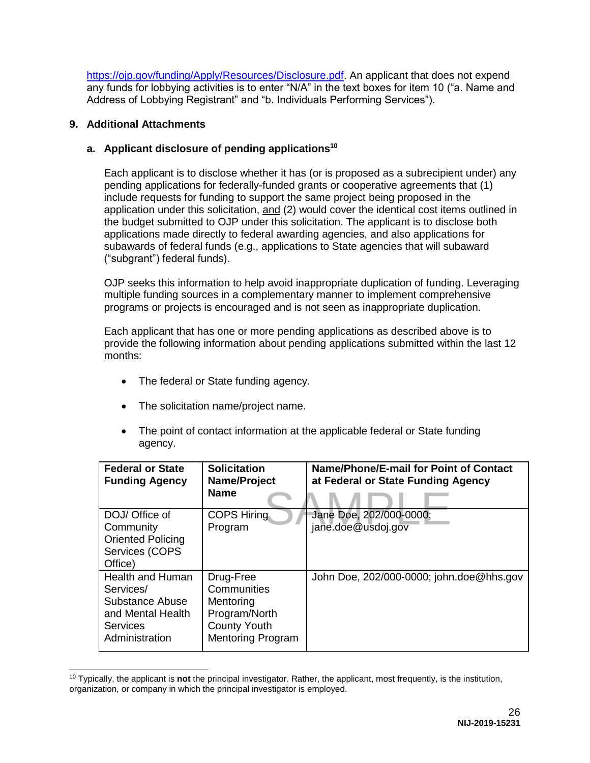https://ojp.gov/funding/Apply/Resources/Disclosure.pdf. An applicant that does not expend any funds for lobbying activities is to enter "N/A" in the text boxes for item 10 ("a. Name and Address of Lobbying Registrant" and "b. Individuals Performing Services").

### 9. Additional Attachments

#### a. Applicant disclosure of pending applications[10]

Each applicant is to disclose whether it has (or is proposed as a subrecipient under) any pending applications for federally-funded grants or cooperative agreements that (1) include requests for funding to support the same project being proposed in the application under this solicitation, and (2) would cover the identical cost items outlined in the budget submitted to OJP under this solicitation. The applicant is to disclose both applications made directly to federal awarding agencies, and also applications for subawards of federal funds (e.g., applications to State agencies that will subaward ("subgrant") federal funds).

OJP seeks this information to help avoid inappropriate duplication of funding. Leveraging multiple funding sources in a complementary manner to implement comprehensive programs or projects is encouraged and is not seen as inappropriate duplication.

Each applicant that has one or more pending applications as described above is to provide the following information about pending applications submitted within the last 12 months:

- The federal or State funding agency.
- The solicitation name/project name.
- The point of contact information at the applicable federal or State funding agency.

| Federal or State Funding Agency | Solicitation Name/Project Name | Name/Phone/E-mail for Point of Contact at Federal or State Funding Agency |
|---|---|---|
| DOJ/ Office of Community Oriented Policing Services (COPS Office) | COPS Hiring Program | Jane Doe, 202/000-0000; jane.doe@usdoj.gov |
| Health and Human Services/ Substance Abuse and Mental Health Services Administration | Drug-Free Communities Mentoring Program/North County Youth Mentoring Program | John Doe, 202/000-0000; john.doe@hhs.gov |

SAMPLE

[10] Typically, the applicant is **not** the principal investigator. Rather, the applicant, most frequently, is the institution, organization, or company in which the principal investigator is employed.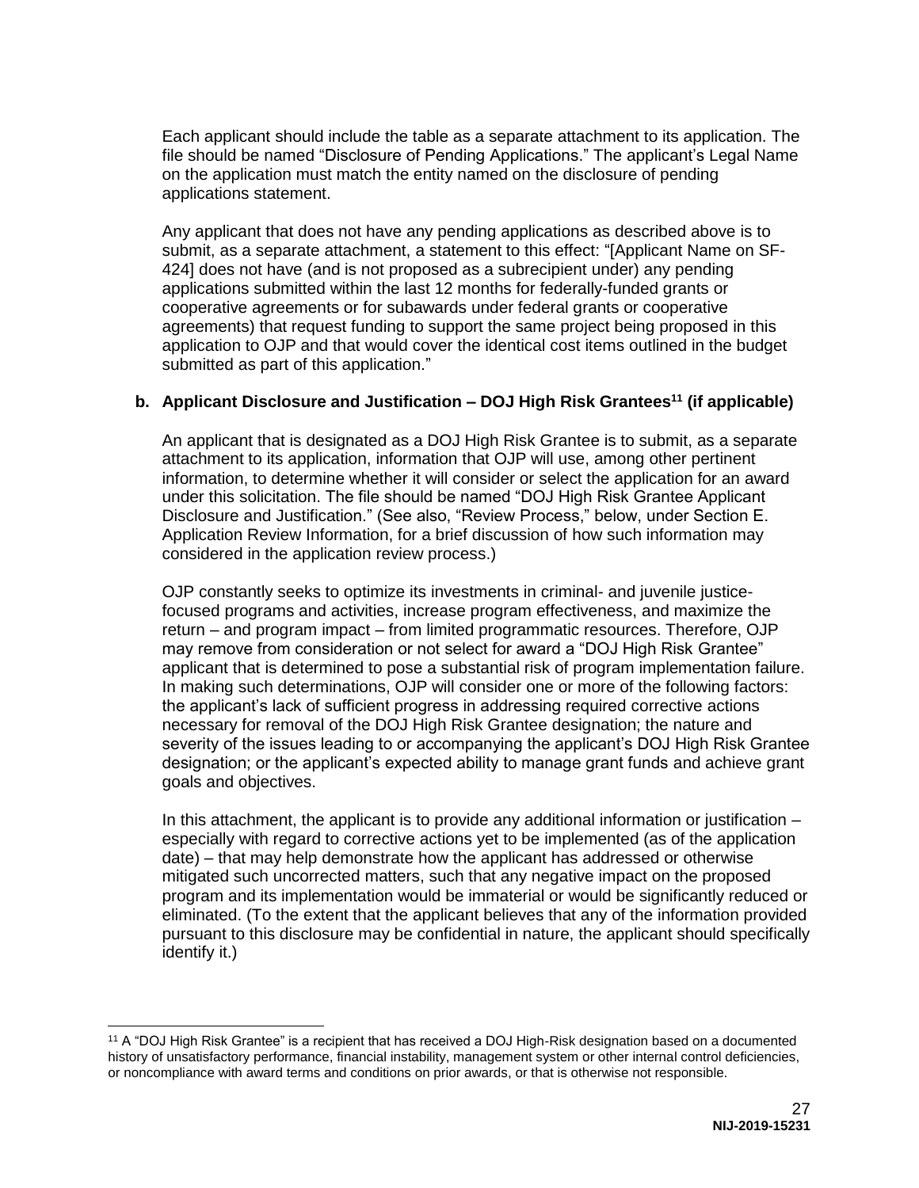Each applicant should include the table as a separate attachment to its application. The file should be named "Disclosure of Pending Applications." The applicant's Legal Name on the application must match the entity named on the disclosure of pending applications statement.

Any applicant that does not have any pending applications as described above is to submit, as a separate attachment, a statement to this effect: "[Applicant Name on SF-424] does not have (and is not proposed as a subrecipient under) any pending applications submitted within the last 12 months for federally-funded grants or cooperative agreements or for subawards under federal grants or cooperative agreements) that request funding to support the same project being proposed in this application to OJP and that would cover the identical cost items outlined in the budget submitted as part of this application."

**b. Applicant Disclosure and Justification – DOJ High Risk Grantees[11] (if applicable)**

An applicant that is designated as a DOJ High Risk Grantee is to submit, as a separate attachment to its application, information that OJP will use, among other pertinent information, to determine whether it will consider or select the application for an award under this solicitation. The file should be named "DOJ High Risk Grantee Applicant Disclosure and Justification." (See also, "Review Process," below, under Section E. Application Review Information, for a brief discussion of how such information may considered in the application review process.)

OJP constantly seeks to optimize its investments in criminal- and juvenile justice-focused programs and activities, increase program effectiveness, and maximize the return – and program impact – from limited programmatic resources. Therefore, OJP may remove from consideration or not select for award a "DOJ High Risk Grantee" applicant that is determined to pose a substantial risk of program implementation failure. In making such determinations, OJP will consider one or more of the following factors: the applicant's lack of sufficient progress in addressing required corrective actions necessary for removal of the DOJ High Risk Grantee designation; the nature and severity of the issues leading to or accompanying the applicant's DOJ High Risk Grantee designation; or the applicant's expected ability to manage grant funds and achieve grant goals and objectives.

In this attachment, the applicant is to provide any additional information or justification – especially with regard to corrective actions yet to be implemented (as of the application date) – that may help demonstrate how the applicant has addressed or otherwise mitigated such uncorrected matters, such that any negative impact on the proposed program and its implementation would be immaterial or would be significantly reduced or eliminated. (To the extent that the applicant believes that any of the information provided pursuant to this disclosure may be confidential in nature, the applicant should specifically identify it.)

---

[11] A "DOJ High Risk Grantee" is a recipient that has received a DOJ High-Risk designation based on a documented history of unsatisfactory performance, financial instability, management system or other internal control deficiencies, or noncompliance with award terms and conditions on prior awards, or that is otherwise not responsible.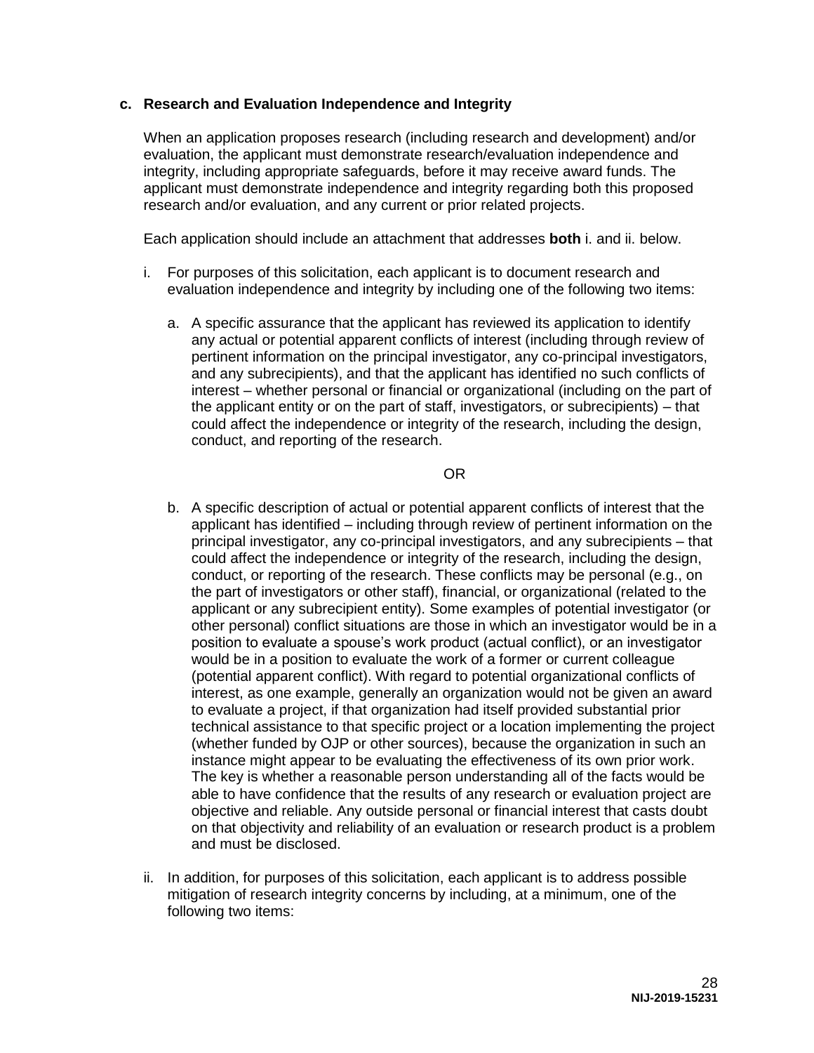### c. Research and Evaluation Independence and Integrity

When an application proposes research (including research and development) and/or evaluation, the applicant must demonstrate research/evaluation independence and integrity, including appropriate safeguards, before it may receive award funds. The applicant must demonstrate independence and integrity regarding both this proposed research and/or evaluation, and any current or prior related projects.

Each application should include an attachment that addresses **both** i. and ii. below.

i. For purposes of this solicitation, each applicant is to document research and evaluation independence and integrity by including one of the following two items:

   a. A specific assurance that the applicant has reviewed its application to identify any actual or potential apparent conflicts of interest (including through review of pertinent information on the principal investigator, any co-principal investigators, and any subrecipients), and that the applicant has identified no such conflicts of interest – whether personal or financial or organizational (including on the part of the applicant entity or on the part of staff, investigators, or subrecipients) – that could affect the independence or integrity of the research, including the design, conduct, and reporting of the research.

   OR

   b. A specific description of actual or potential apparent conflicts of interest that the applicant has identified – including through review of pertinent information on the principal investigator, any co-principal investigators, and any subrecipients – that could affect the independence or integrity of the research, including the design, conduct, or reporting of the research. These conflicts may be personal (e.g., on the part of investigators or other staff), financial, or organizational (related to the applicant or any subrecipient entity). Some examples of potential investigator (or other personal) conflict situations are those in which an investigator would be in a position to evaluate a spouse's work product (actual conflict), or an investigator would be in a position to evaluate the work of a former or current colleague (potential apparent conflict). With regard to potential organizational conflicts of interest, as one example, generally an organization would not be given an award to evaluate a project, if that organization had itself provided substantial prior technical assistance to that specific project or a location implementing the project (whether funded by OJP or other sources), because the organization in such an instance might appear to be evaluating the effectiveness of its own prior work. The key is whether a reasonable person understanding all of the facts would be able to have confidence that the results of any research or evaluation project are objective and reliable. Any outside personal or financial interest that casts doubt on that objectivity and reliability of an evaluation or research product is a problem and must be disclosed.

ii. In addition, for purposes of this solicitation, each applicant is to address possible mitigation of research integrity concerns by including, at a minimum, one of the following two items: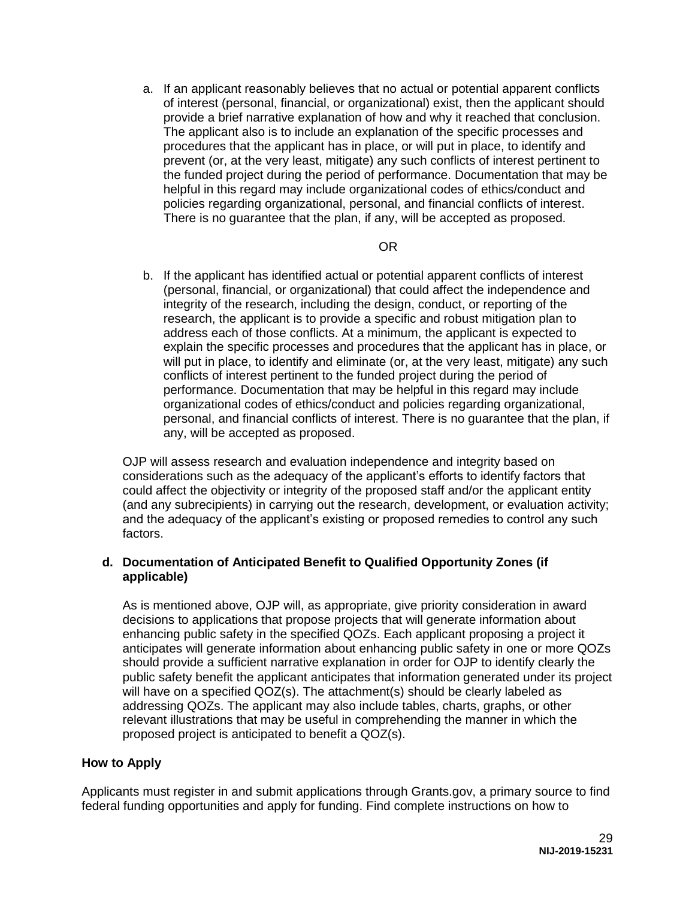a. If an applicant reasonably believes that no actual or potential apparent conflicts of interest (personal, financial, or organizational) exist, then the applicant should provide a brief narrative explanation of how and why it reached that conclusion. The applicant also is to include an explanation of the specific processes and procedures that the applicant has in place, or will put in place, to identify and prevent (or, at the very least, mitigate) any such conflicts of interest pertinent to the funded project during the period of performance. Documentation that may be helpful in this regard may include organizational codes of ethics/conduct and policies regarding organizational, personal, and financial conflicts of interest. There is no guarantee that the plan, if any, will be accepted as proposed.

OR

b. If the applicant has identified actual or potential apparent conflicts of interest (personal, financial, or organizational) that could affect the independence and integrity of the research, including the design, conduct, or reporting of the research, the applicant is to provide a specific and robust mitigation plan to address each of those conflicts. At a minimum, the applicant is expected to explain the specific processes and procedures that the applicant has in place, or will put in place, to identify and eliminate (or, at the very least, mitigate) any such conflicts of interest pertinent to the funded project during the period of performance. Documentation that may be helpful in this regard may include organizational codes of ethics/conduct and policies regarding organizational, personal, and financial conflicts of interest. There is no guarantee that the plan, if any, will be accepted as proposed.

OJP will assess research and evaluation independence and integrity based on considerations such as the adequacy of the applicant's efforts to identify factors that could affect the objectivity or integrity of the proposed staff and/or the applicant entity (and any subrecipients) in carrying out the research, development, or evaluation activity; and the adequacy of the applicant's existing or proposed remedies to control any such factors.

**d. Documentation of Anticipated Benefit to Qualified Opportunity Zones (if applicable)**

As is mentioned above, OJP will, as appropriate, give priority consideration in award decisions to applications that propose projects that will generate information about enhancing public safety in the specified QOZs. Each applicant proposing a project it anticipates will generate information about enhancing public safety in one or more QOZs should provide a sufficient narrative explanation in order for OJP to identify clearly the public safety benefit the applicant anticipates that information generated under its project will have on a specified QOZ(s). The attachment(s) should be clearly labeled as addressing QOZs. The applicant may also include tables, charts, graphs, or other relevant illustrations that may be useful in comprehending the manner in which the proposed project is anticipated to benefit a QOZ(s).

## How to Apply

Applicants must register in and submit applications through Grants.gov, a primary source to find federal funding opportunities and apply for funding. Find complete instructions on how to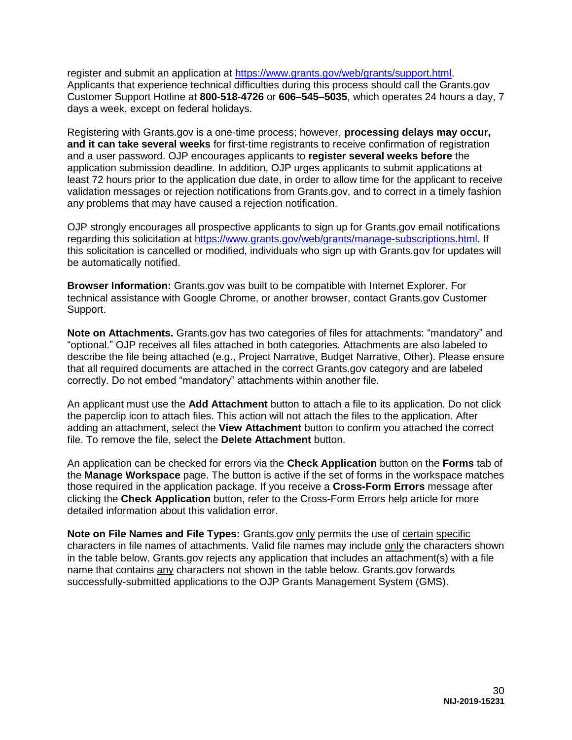register and submit an application at https://www.grants.gov/web/grants/support.html. Applicants that experience technical difficulties during this process should call the Grants.gov Customer Support Hotline at **800**-**518**-**4726** or **606–545–5035**, which operates 24 hours a day, 7 days a week, except on federal holidays.

Registering with Grants.gov is a one-time process; however, **processing delays may occur, and it can take several weeks** for first-time registrants to receive confirmation of registration and a user password. OJP encourages applicants to **register several weeks before** the application submission deadline. In addition, OJP urges applicants to submit applications at least 72 hours prior to the application due date, in order to allow time for the applicant to receive validation messages or rejection notifications from Grants.gov, and to correct in a timely fashion any problems that may have caused a rejection notification.

OJP strongly encourages all prospective applicants to sign up for Grants.gov email notifications regarding this solicitation at https://www.grants.gov/web/grants/manage-subscriptions.html. If this solicitation is cancelled or modified, individuals who sign up with Grants.gov for updates will be automatically notified.

**Browser Information:** Grants.gov was built to be compatible with Internet Explorer. For technical assistance with Google Chrome, or another browser, contact Grants.gov Customer Support.

**Note on Attachments.** Grants.gov has two categories of files for attachments: "mandatory" and "optional." OJP receives all files attached in both categories. Attachments are also labeled to describe the file being attached (e.g., Project Narrative, Budget Narrative, Other). Please ensure that all required documents are attached in the correct Grants.gov category and are labeled correctly. Do not embed "mandatory" attachments within another file.

An applicant must use the **Add Attachment** button to attach a file to its application. Do not click the paperclip icon to attach files. This action will not attach the files to the application. After adding an attachment, select the **View Attachment** button to confirm you attached the correct file. To remove the file, select the **Delete Attachment** button.

An application can be checked for errors via the **Check Application** button on the **Forms** tab of the **Manage Workspace** page. The button is active if the set of forms in the workspace matches those required in the application package. If you receive a **Cross-Form Errors** message after clicking the **Check Application** button, refer to the Cross-Form Errors help article for more detailed information about this validation error.

**Note on File Names and File Types:** Grants.gov only permits the use of certain specific characters in file names of attachments. Valid file names may include only the characters shown in the table below. Grants.gov rejects any application that includes an attachment(s) with a file name that contains any characters not shown in the table below. Grants.gov forwards successfully-submitted applications to the OJP Grants Management System (GMS).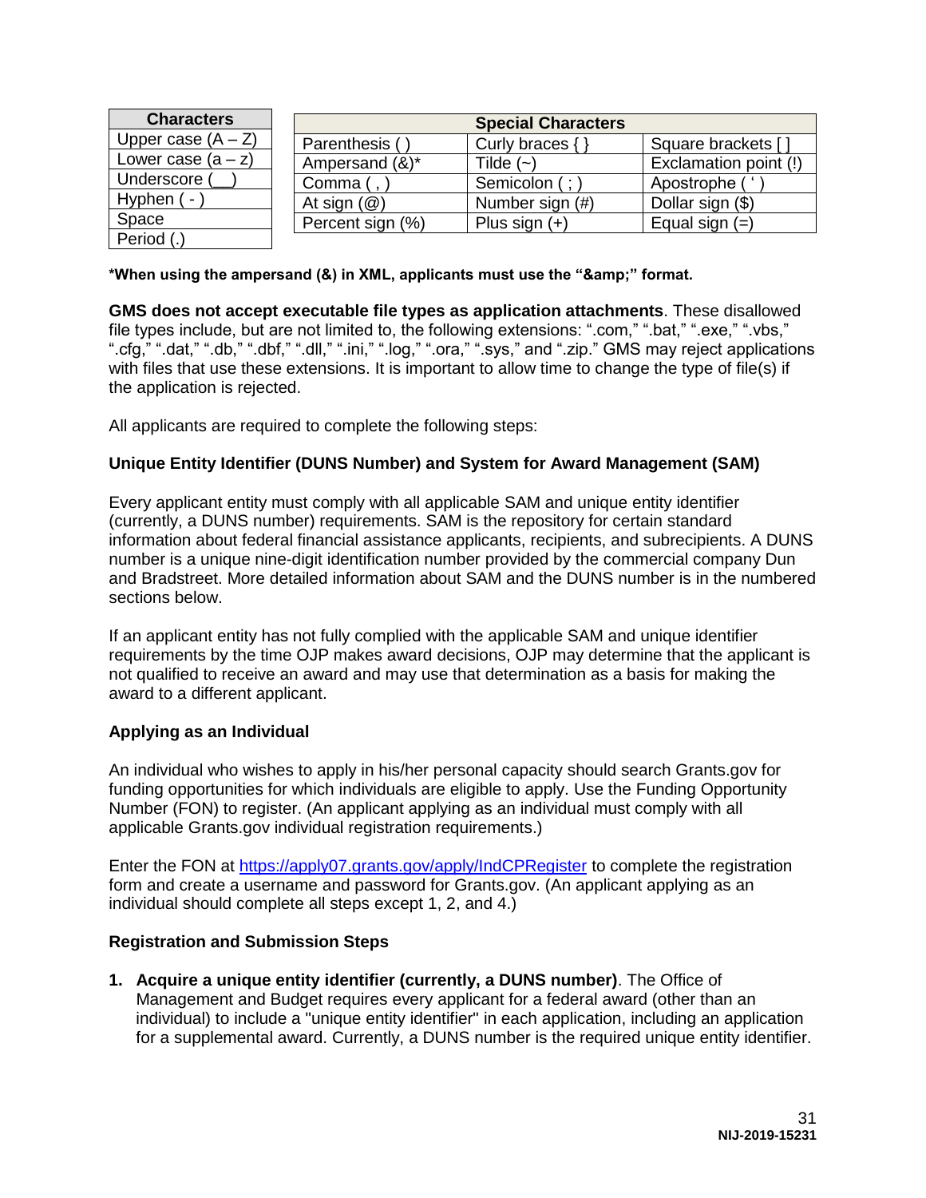| Characters |
| --- |
| Upper case (A – Z) |
| Lower case (a – z) |
| Underscore (__) |
| Hyphen ( - ) |
| Space |
| Period (.) |

| Special Characters | | |
| --- | --- | --- |
| Parenthesis ( ) | Curly braces { } | Square brackets [ ] |
| Ampersand (&)* | Tilde (~) | Exclamation point (!) |
| Comma ( , ) | Semicolon ( ; ) | Apostrophe ( ' ) |
| At sign (@) | Number sign (#) | Dollar sign ($) |
| Percent sign (%) | Plus sign (+) | Equal sign (=) |

**\*When using the ampersand (&) in XML, applicants must use the "&amp;amp;" format.**

**GMS does not accept executable file types as application attachments**. These disallowed file types include, but are not limited to, the following extensions: ".com," ".bat," ".exe," ".vbs," ".cfg," ".dat," ".db," ".dbf," ".dll," ".ini," ".log," ".ora," ".sys," and ".zip." GMS may reject applications with files that use these extensions. It is important to allow time to change the type of file(s) if the application is rejected.

All applicants are required to complete the following steps:

**Unique Entity Identifier (DUNS Number) and System for Award Management (SAM)**

Every applicant entity must comply with all applicable SAM and unique entity identifier (currently, a DUNS number) requirements. SAM is the repository for certain standard information about federal financial assistance applicants, recipients, and subrecipients. A DUNS number is a unique nine-digit identification number provided by the commercial company Dun and Bradstreet. More detailed information about SAM and the DUNS number is in the numbered sections below.

If an applicant entity has not fully complied with the applicable SAM and unique identifier requirements by the time OJP makes award decisions, OJP may determine that the applicant is not qualified to receive an award and may use that determination as a basis for making the award to a different applicant.

**Applying as an Individual**

An individual who wishes to apply in his/her personal capacity should search Grants.gov for funding opportunities for which individuals are eligible to apply. Use the Funding Opportunity Number (FON) to register. (An applicant applying as an individual must comply with all applicable Grants.gov individual registration requirements.)

Enter the FON at https://apply07.grants.gov/apply/IndCPRegister to complete the registration form and create a username and password for Grants.gov. (An applicant applying as an individual should complete all steps except 1, 2, and 4.)

**Registration and Submission Steps**

1. **Acquire a unique entity identifier (currently, a DUNS number)**. The Office of Management and Budget requires every applicant for a federal award (other than an individual) to include a "unique entity identifier" in each application, including an application for a supplemental award. Currently, a DUNS number is the required unique entity identifier.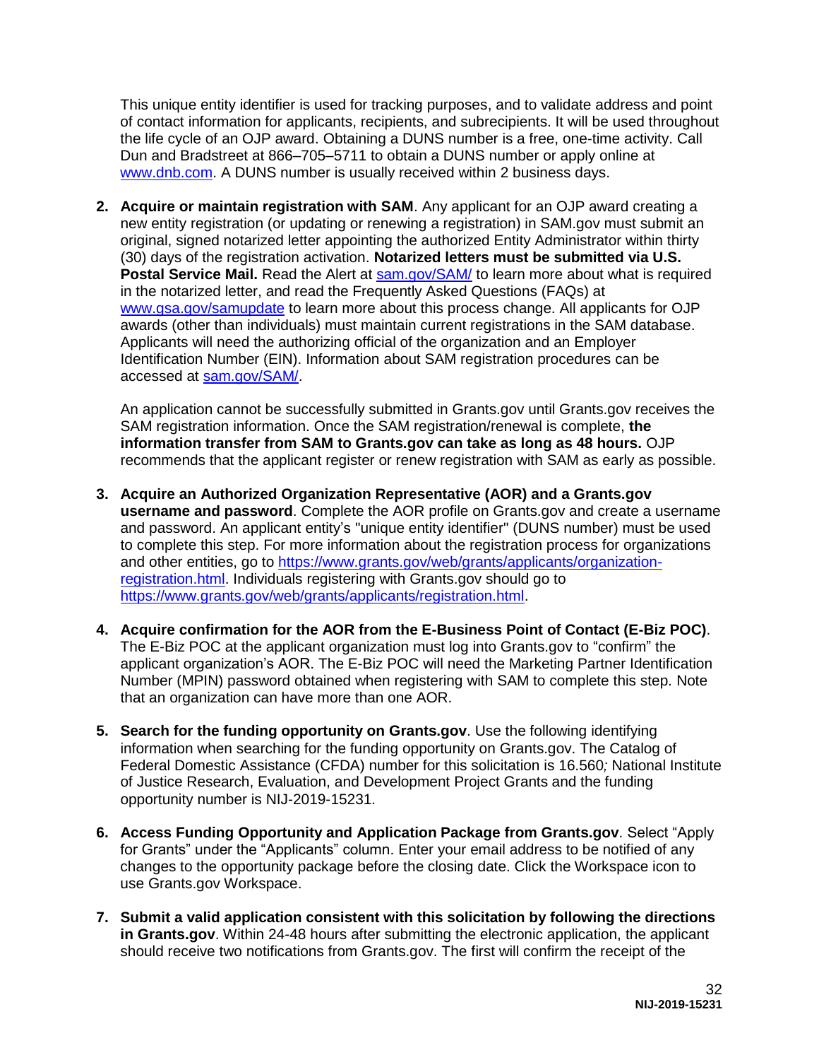This unique entity identifier is used for tracking purposes, and to validate address and point of contact information for applicants, recipients, and subrecipients. It will be used throughout the life cycle of an OJP award. Obtaining a DUNS number is a free, one-time activity. Call Dun and Bradstreet at 866–705–5711 to obtain a DUNS number or apply online at [www.dnb.com](http://www.dnb.com). A DUNS number is usually received within 2 business days.

2. **Acquire or maintain registration with SAM**. Any applicant for an OJP award creating a new entity registration (or updating or renewing a registration) in SAM.gov must submit an original, signed notarized letter appointing the authorized Entity Administrator within thirty (30) days of the registration activation. **Notarized letters must be submitted via U.S. Postal Service Mail.** Read the Alert at [sam.gov/SAM/](https://sam.gov/SAM/) to learn more about what is required in the notarized letter, and read the Frequently Asked Questions (FAQs) at [www.gsa.gov/samupdate](http://www.gsa.gov/samupdate) to learn more about this process change. All applicants for OJP awards (other than individuals) must maintain current registrations in the SAM database. Applicants will need the authorizing official of the organization and an Employer Identification Number (EIN). Information about SAM registration procedures can be accessed at [sam.gov/SAM/](https://sam.gov/SAM/).

   An application cannot be successfully submitted in Grants.gov until Grants.gov receives the SAM registration information. Once the SAM registration/renewal is complete, **the information transfer from SAM to Grants.gov can take as long as 48 hours.** OJP recommends that the applicant register or renew registration with SAM as early as possible.

3. **Acquire an Authorized Organization Representative (AOR) and a Grants.gov username and password**. Complete the AOR profile on Grants.gov and create a username and password. An applicant entity's "unique entity identifier" (DUNS number) must be used to complete this step. For more information about the registration process for organizations and other entities, go to [https://www.grants.gov/web/grants/applicants/organization-registration.html](https://www.grants.gov/web/grants/applicants/organization-registration.html). Individuals registering with Grants.gov should go to [https://www.grants.gov/web/grants/applicants/registration.html](https://www.grants.gov/web/grants/applicants/registration.html).

4. **Acquire confirmation for the AOR from the E-Business Point of Contact (E-Biz POC)**. The E-Biz POC at the applicant organization must log into Grants.gov to "confirm" the applicant organization's AOR. The E-Biz POC will need the Marketing Partner Identification Number (MPIN) password obtained when registering with SAM to complete this step. Note that an organization can have more than one AOR.

5. **Search for the funding opportunity on Grants.gov**. Use the following identifying information when searching for the funding opportunity on Grants.gov. The Catalog of Federal Domestic Assistance (CFDA) number for this solicitation is 16.560*;* National Institute of Justice Research, Evaluation, and Development Project Grants and the funding opportunity number is NIJ-2019-15231.

6. **Access Funding Opportunity and Application Package from Grants.gov**. Select "Apply for Grants" under the "Applicants" column. Enter your email address to be notified of any changes to the opportunity package before the closing date. Click the Workspace icon to use Grants.gov Workspace.

7. **Submit a valid application consistent with this solicitation by following the directions in Grants.gov**. Within 24-48 hours after submitting the electronic application, the applicant should receive two notifications from Grants.gov. The first will confirm the receipt of the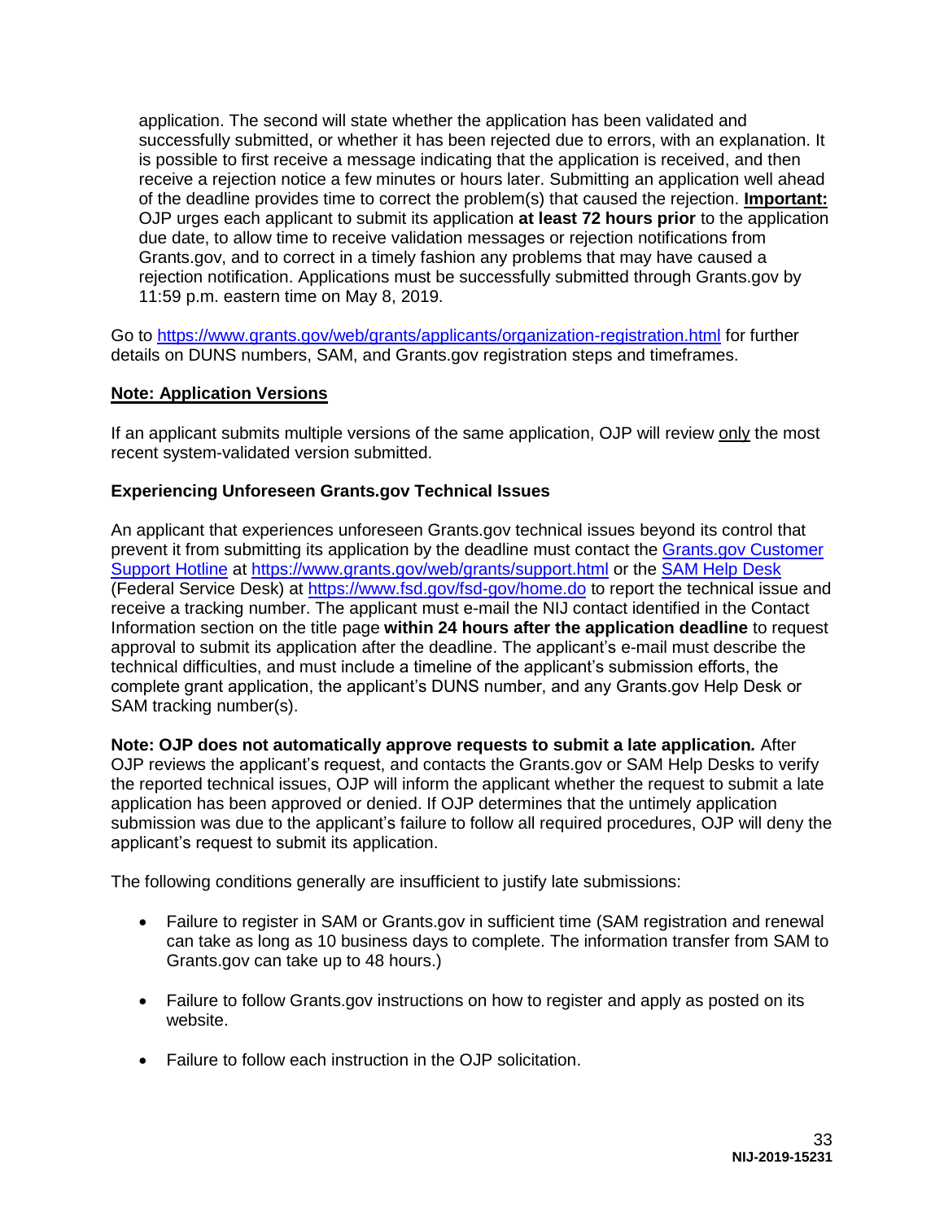application. The second will state whether the application has been validated and successfully submitted, or whether it has been rejected due to errors, with an explanation. It is possible to first receive a message indicating that the application is received, and then receive a rejection notice a few minutes or hours later. Submitting an application well ahead of the deadline provides time to correct the problem(s) that caused the rejection. **Important:** OJP urges each applicant to submit its application **at least 72 hours prior** to the application due date, to allow time to receive validation messages or rejection notifications from Grants.gov, and to correct in a timely fashion any problems that may have caused a rejection notification. Applications must be successfully submitted through Grants.gov by 11:59 p.m. eastern time on May 8, 2019.

Go to [https://www.grants.gov/web/grants/applicants/organization-registration.html](https://www.grants.gov/web/grants/applicants/organization-registration.html) for further details on DUNS numbers, SAM, and Grants.gov registration steps and timeframes.

**Note: Application Versions**

If an applicant submits multiple versions of the same application, OJP will review only the most recent system-validated version submitted.

**Experiencing Unforeseen Grants.gov Technical Issues**

An applicant that experiences unforeseen Grants.gov technical issues beyond its control that prevent it from submitting its application by the deadline must contact the Grants.gov Customer Support Hotline at [https://www.grants.gov/web/grants/support.html](https://www.grants.gov/web/grants/support.html) or the SAM Help Desk (Federal Service Desk) at [https://www.fsd.gov/fsd-gov/home.do](https://www.fsd.gov/fsd-gov/home.do) to report the technical issue and receive a tracking number. The applicant must e-mail the NIJ contact identified in the Contact Information section on the title page **within 24 hours after the application deadline** to request approval to submit its application after the deadline. The applicant's e-mail must describe the technical difficulties, and must include a timeline of the applicant's submission efforts, the complete grant application, the applicant's DUNS number, and any Grants.gov Help Desk or SAM tracking number(s).

**Note: OJP does not automatically approve requests to submit a late application.** After OJP reviews the applicant's request, and contacts the Grants.gov or SAM Help Desks to verify the reported technical issues, OJP will inform the applicant whether the request to submit a late application has been approved or denied. If OJP determines that the untimely application submission was due to the applicant's failure to follow all required procedures, OJP will deny the applicant's request to submit its application.

The following conditions generally are insufficient to justify late submissions:

- Failure to register in SAM or Grants.gov in sufficient time (SAM registration and renewal can take as long as 10 business days to complete. The information transfer from SAM to Grants.gov can take up to 48 hours.)
- Failure to follow Grants.gov instructions on how to register and apply as posted on its website.
- Failure to follow each instruction in the OJP solicitation.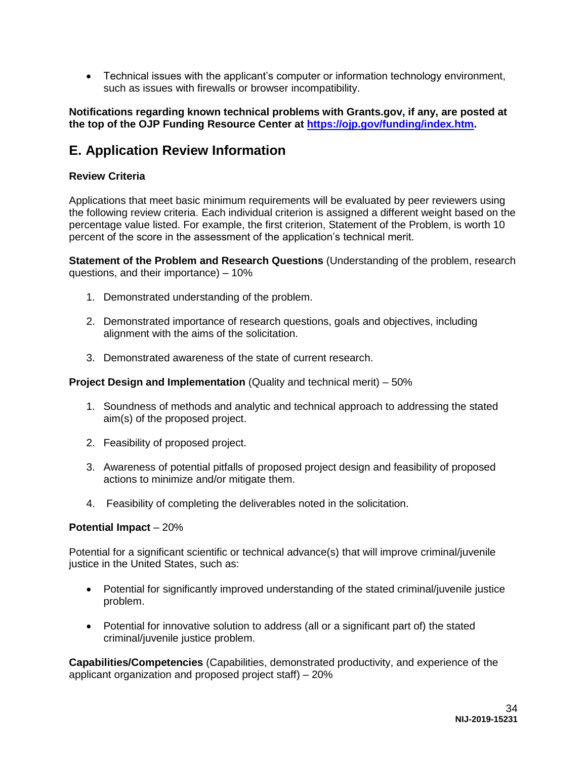- Technical issues with the applicant's computer or information technology environment, such as issues with firewalls or browser incompatibility.

**Notifications regarding known technical problems with Grants.gov, if any, are posted at the top of the OJP Funding Resource Center at [https://ojp.gov/funding/index.htm](https://ojp.gov/funding/index.htm).**

## E. Application Review Information

### Review Criteria

Applications that meet basic minimum requirements will be evaluated by peer reviewers using the following review criteria. Each individual criterion is assigned a different weight based on the percentage value listed. For example, the first criterion, Statement of the Problem, is worth 10 percent of the score in the assessment of the application's technical merit.

**Statement of the Problem and Research Questions** (Understanding of the problem, research questions, and their importance) – 10%

1. Demonstrated understanding of the problem.
2. Demonstrated importance of research questions, goals and objectives, including alignment with the aims of the solicitation.
3. Demonstrated awareness of the state of current research.

**Project Design and Implementation** (Quality and technical merit) – 50%

1. Soundness of methods and analytic and technical approach to addressing the stated aim(s) of the proposed project.
2. Feasibility of proposed project.
3. Awareness of potential pitfalls of proposed project design and feasibility of proposed actions to minimize and/or mitigate them.
4. Feasibility of completing the deliverables noted in the solicitation.

**Potential Impact** – 20%

Potential for a significant scientific or technical advance(s) that will improve criminal/juvenile justice in the United States, such as:

- Potential for significantly improved understanding of the stated criminal/juvenile justice problem.
- Potential for innovative solution to address (all or a significant part of) the stated criminal/juvenile justice problem.

**Capabilities/Competencies** (Capabilities, demonstrated productivity, and experience of the applicant organization and proposed project staff) – 20%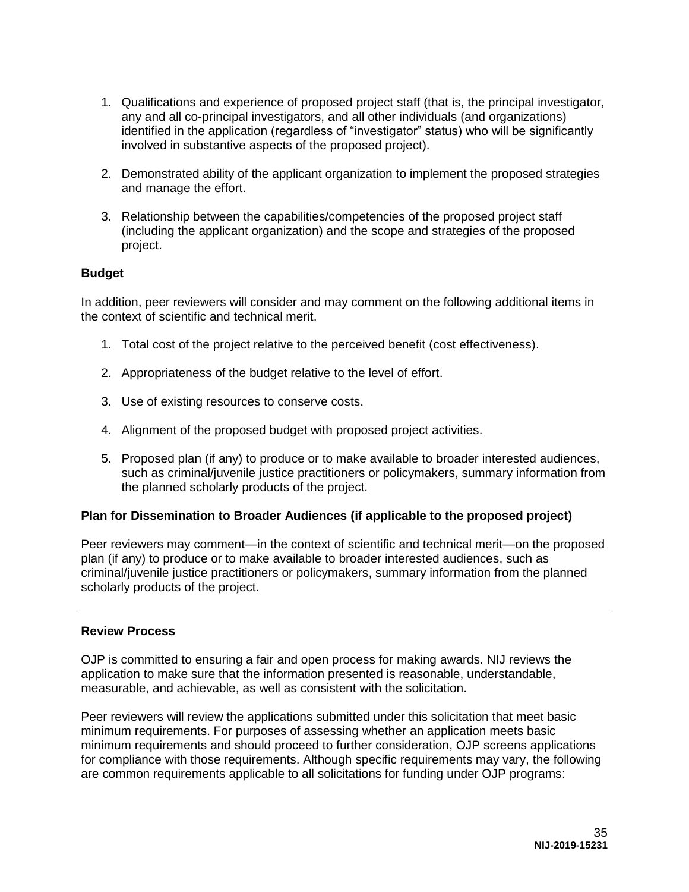1. Qualifications and experience of proposed project staff (that is, the principal investigator, any and all co-principal investigators, and all other individuals (and organizations) identified in the application (regardless of "investigator" status) who will be significantly involved in substantive aspects of the proposed project).

2. Demonstrated ability of the applicant organization to implement the proposed strategies and manage the effort.

3. Relationship between the capabilities/competencies of the proposed project staff (including the applicant organization) and the scope and strategies of the proposed project.

**Budget**

In addition, peer reviewers will consider and may comment on the following additional items in the context of scientific and technical merit.

1. Total cost of the project relative to the perceived benefit (cost effectiveness).

2. Appropriateness of the budget relative to the level of effort.

3. Use of existing resources to conserve costs.

4. Alignment of the proposed budget with proposed project activities.

5. Proposed plan (if any) to produce or to make available to broader interested audiences, such as criminal/juvenile justice practitioners or policymakers, summary information from the planned scholarly products of the project.

**Plan for Dissemination to Broader Audiences (if applicable to the proposed project)**

Peer reviewers may comment—in the context of scientific and technical merit—on the proposed plan (if any) to produce or to make available to broader interested audiences, such as criminal/juvenile justice practitioners or policymakers, summary information from the planned scholarly products of the project.

---

**Review Process**

OJP is committed to ensuring a fair and open process for making awards. NIJ reviews the application to make sure that the information presented is reasonable, understandable, measurable, and achievable, as well as consistent with the solicitation.

Peer reviewers will review the applications submitted under this solicitation that meet basic minimum requirements. For purposes of assessing whether an application meets basic minimum requirements and should proceed to further consideration, OJP screens applications for compliance with those requirements. Although specific requirements may vary, the following are common requirements applicable to all solicitations for funding under OJP programs: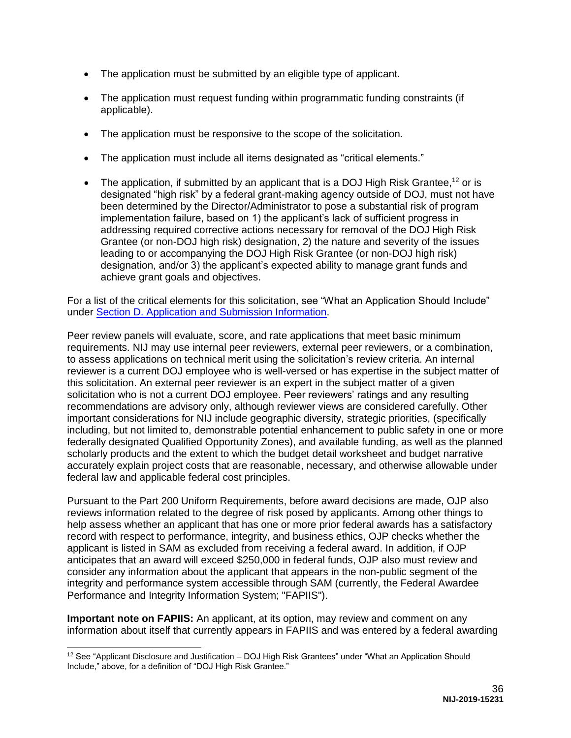- The application must be submitted by an eligible type of applicant.
- The application must request funding within programmatic funding constraints (if applicable).
- The application must be responsive to the scope of the solicitation.
- The application must include all items designated as "critical elements."
- The application, if submitted by an applicant that is a DOJ High Risk Grantee,[12] or is designated "high risk" by a federal grant-making agency outside of DOJ, must not have been determined by the Director/Administrator to pose a substantial risk of program implementation failure, based on 1) the applicant's lack of sufficient progress in addressing required corrective actions necessary for removal of the DOJ High Risk Grantee (or non-DOJ high risk) designation, 2) the nature and severity of the issues leading to or accompanying the DOJ High Risk Grantee (or non-DOJ high risk) designation, and/or 3) the applicant's expected ability to manage grant funds and achieve grant goals and objectives.

For a list of the critical elements for this solicitation, see "What an Application Should Include" under Section D. Application and Submission Information.

Peer review panels will evaluate, score, and rate applications that meet basic minimum requirements. NIJ may use internal peer reviewers, external peer reviewers, or a combination, to assess applications on technical merit using the solicitation's review criteria. An internal reviewer is a current DOJ employee who is well-versed or has expertise in the subject matter of this solicitation. An external peer reviewer is an expert in the subject matter of a given solicitation who is not a current DOJ employee. Peer reviewers' ratings and any resulting recommendations are advisory only, although reviewer views are considered carefully. Other important considerations for NIJ include geographic diversity, strategic priorities, (specifically including, but not limited to, demonstrable potential enhancement to public safety in one or more federally designated Qualified Opportunity Zones), and available funding, as well as the planned scholarly products and the extent to which the budget detail worksheet and budget narrative accurately explain project costs that are reasonable, necessary, and otherwise allowable under federal law and applicable federal cost principles.

Pursuant to the Part 200 Uniform Requirements, before award decisions are made, OJP also reviews information related to the degree of risk posed by applicants. Among other things to help assess whether an applicant that has one or more prior federal awards has a satisfactory record with respect to performance, integrity, and business ethics, OJP checks whether the applicant is listed in SAM as excluded from receiving a federal award. In addition, if OJP anticipates that an award will exceed $250,000 in federal funds, OJP also must review and consider any information about the applicant that appears in the non-public segment of the integrity and performance system accessible through SAM (currently, the Federal Awardee Performance and Integrity Information System; "FAPIIS").

**Important note on FAPIIS:** An applicant, at its option, may review and comment on any information about itself that currently appears in FAPIIS and was entered by a federal awarding

[12] See "Applicant Disclosure and Justification – DOJ High Risk Grantees" under "What an Application Should Include," above, for a definition of "DOJ High Risk Grantee."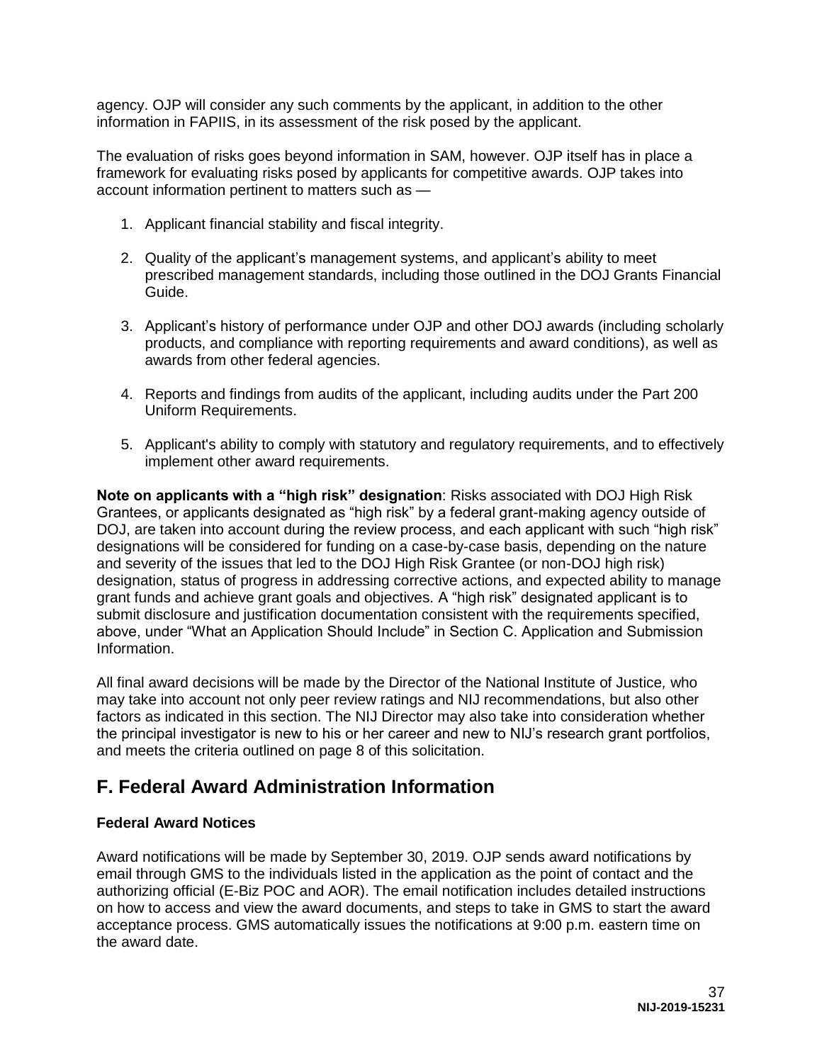agency. OJP will consider any such comments by the applicant, in addition to the other information in FAPIIS, in its assessment of the risk posed by the applicant.

The evaluation of risks goes beyond information in SAM, however. OJP itself has in place a framework for evaluating risks posed by applicants for competitive awards. OJP takes into account information pertinent to matters such as —

1. Applicant financial stability and fiscal integrity.

2. Quality of the applicant's management systems, and applicant's ability to meet prescribed management standards, including those outlined in the DOJ Grants Financial Guide.

3. Applicant's history of performance under OJP and other DOJ awards (including scholarly products, and compliance with reporting requirements and award conditions), as well as awards from other federal agencies.

4. Reports and findings from audits of the applicant, including audits under the Part 200 Uniform Requirements.

5. Applicant's ability to comply with statutory and regulatory requirements, and to effectively implement other award requirements.

**Note on applicants with a "high risk" designation**: Risks associated with DOJ High Risk Grantees, or applicants designated as "high risk" by a federal grant-making agency outside of DOJ, are taken into account during the review process, and each applicant with such "high risk" designations will be considered for funding on a case-by-case basis, depending on the nature and severity of the issues that led to the DOJ High Risk Grantee (or non-DOJ high risk) designation, status of progress in addressing corrective actions, and expected ability to manage grant funds and achieve grant goals and objectives. A "high risk" designated applicant is to submit disclosure and justification documentation consistent with the requirements specified, above, under "What an Application Should Include" in Section C. Application and Submission Information.

All final award decisions will be made by the Director of the National Institute of Justice*,* who may take into account not only peer review ratings and NIJ recommendations, but also other factors as indicated in this section. The NIJ Director may also take into consideration whether the principal investigator is new to his or her career and new to NIJ's research grant portfolios, and meets the criteria outlined on page 8 of this solicitation.

## F. Federal Award Administration Information

### Federal Award Notices

Award notifications will be made by September 30, 2019. OJP sends award notifications by email through GMS to the individuals listed in the application as the point of contact and the authorizing official (E-Biz POC and AOR). The email notification includes detailed instructions on how to access and view the award documents, and steps to take in GMS to start the award acceptance process. GMS automatically issues the notifications at 9:00 p.m. eastern time on the award date.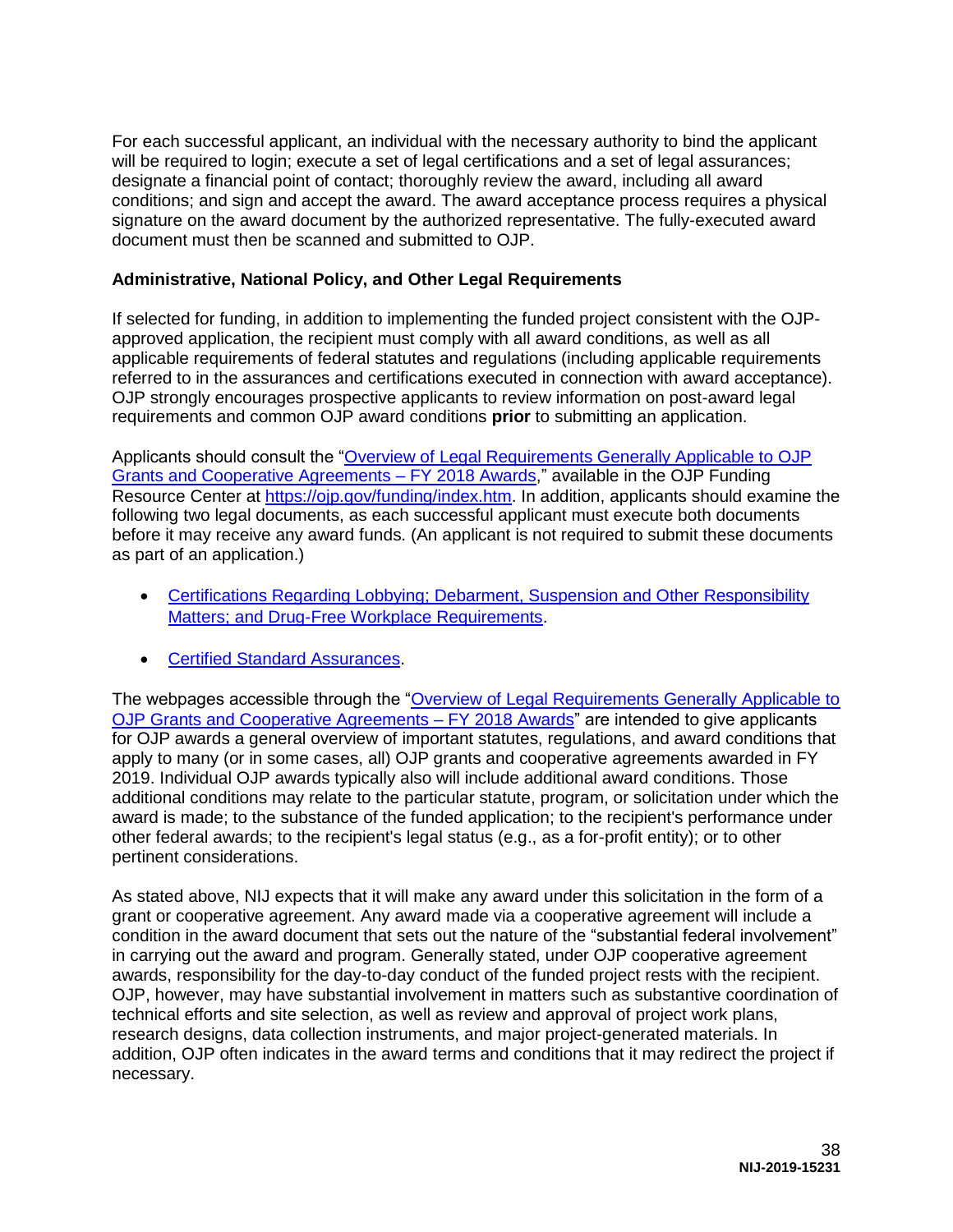For each successful applicant, an individual with the necessary authority to bind the applicant will be required to login; execute a set of legal certifications and a set of legal assurances; designate a financial point of contact; thoroughly review the award, including all award conditions; and sign and accept the award. The award acceptance process requires a physical signature on the award document by the authorized representative. The fully-executed award document must then be scanned and submitted to OJP.

**Administrative, National Policy, and Other Legal Requirements**

If selected for funding, in addition to implementing the funded project consistent with the OJP-approved application, the recipient must comply with all award conditions, as well as all applicable requirements of federal statutes and regulations (including applicable requirements referred to in the assurances and certifications executed in connection with award acceptance). OJP strongly encourages prospective applicants to review information on post-award legal requirements and common OJP award conditions **prior** to submitting an application.

Applicants should consult the "Overview of Legal Requirements Generally Applicable to OJP Grants and Cooperative Agreements – FY 2018 Awards," available in the OJP Funding Resource Center at https://ojp.gov/funding/index.htm. In addition, applicants should examine the following two legal documents, as each successful applicant must execute both documents before it may receive any award funds. (An applicant is not required to submit these documents as part of an application.)

- Certifications Regarding Lobbying; Debarment, Suspension and Other Responsibility Matters; and Drug-Free Workplace Requirements.
- Certified Standard Assurances.

The webpages accessible through the "Overview of Legal Requirements Generally Applicable to OJP Grants and Cooperative Agreements – FY 2018 Awards" are intended to give applicants for OJP awards a general overview of important statutes, regulations, and award conditions that apply to many (or in some cases, all) OJP grants and cooperative agreements awarded in FY 2019. Individual OJP awards typically also will include additional award conditions. Those additional conditions may relate to the particular statute, program, or solicitation under which the award is made; to the substance of the funded application; to the recipient's performance under other federal awards; to the recipient's legal status (e.g., as a for-profit entity); or to other pertinent considerations.

As stated above, NIJ expects that it will make any award under this solicitation in the form of a grant or cooperative agreement. Any award made via a cooperative agreement will include a condition in the award document that sets out the nature of the "substantial federal involvement" in carrying out the award and program. Generally stated, under OJP cooperative agreement awards, responsibility for the day-to-day conduct of the funded project rests with the recipient. OJP, however, may have substantial involvement in matters such as substantive coordination of technical efforts and site selection, as well as review and approval of project work plans, research designs, data collection instruments, and major project-generated materials. In addition, OJP often indicates in the award terms and conditions that it may redirect the project if necessary.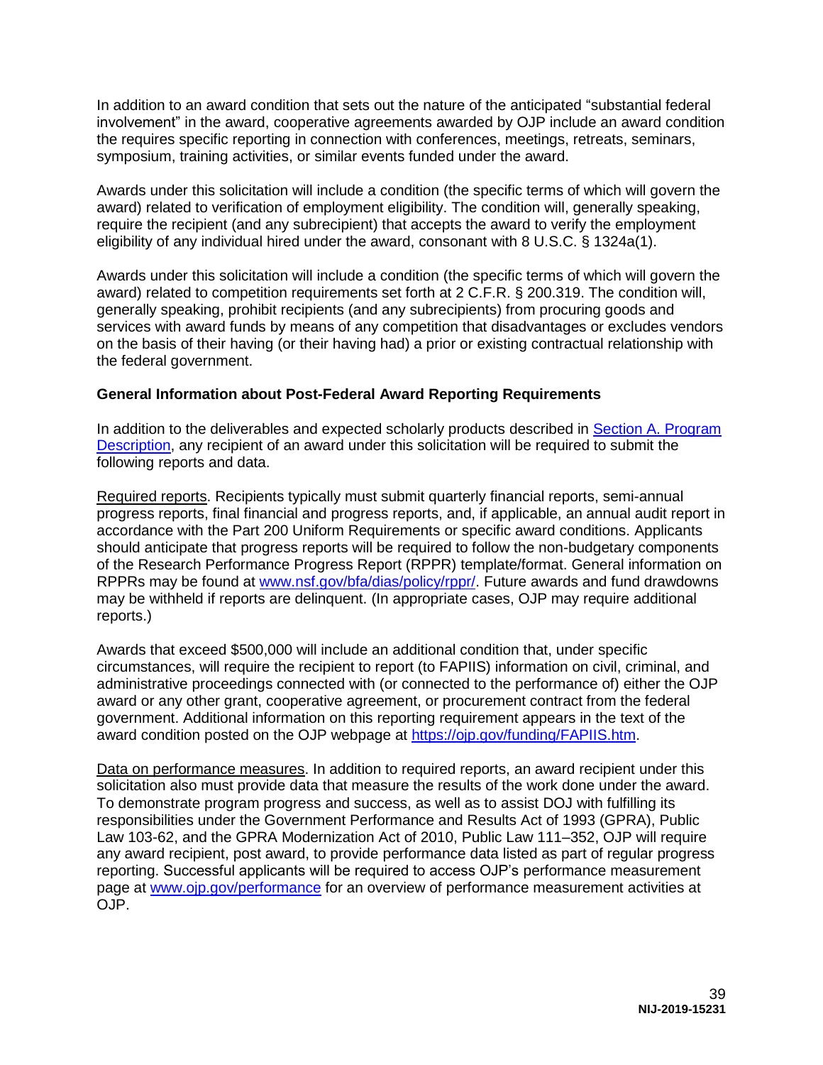In addition to an award condition that sets out the nature of the anticipated "substantial federal involvement" in the award, cooperative agreements awarded by OJP include an award condition the requires specific reporting in connection with conferences, meetings, retreats, seminars, symposium, training activities, or similar events funded under the award.

Awards under this solicitation will include a condition (the specific terms of which will govern the award) related to verification of employment eligibility. The condition will, generally speaking, require the recipient (and any subrecipient) that accepts the award to verify the employment eligibility of any individual hired under the award, consonant with 8 U.S.C. § 1324a(1).

Awards under this solicitation will include a condition (the specific terms of which will govern the award) related to competition requirements set forth at 2 C.F.R. § 200.319. The condition will, generally speaking, prohibit recipients (and any subrecipients) from procuring goods and services with award funds by means of any competition that disadvantages or excludes vendors on the basis of their having (or their having had) a prior or existing contractual relationship with the federal government.

**General Information about Post-Federal Award Reporting Requirements**

In addition to the deliverables and expected scholarly products described in Section A. Program Description, any recipient of an award under this solicitation will be required to submit the following reports and data.

Required reports. Recipients typically must submit quarterly financial reports, semi-annual progress reports, final financial and progress reports, and, if applicable, an annual audit report in accordance with the Part 200 Uniform Requirements or specific award conditions. Applicants should anticipate that progress reports will be required to follow the non-budgetary components of the Research Performance Progress Report (RPPR) template/format. General information on RPPRs may be found at www.nsf.gov/bfa/dias/policy/rppr/. Future awards and fund drawdowns may be withheld if reports are delinquent. (In appropriate cases, OJP may require additional reports.)

Awards that exceed $500,000 will include an additional condition that, under specific circumstances, will require the recipient to report (to FAPIIS) information on civil, criminal, and administrative proceedings connected with (or connected to the performance of) either the OJP award or any other grant, cooperative agreement, or procurement contract from the federal government. Additional information on this reporting requirement appears in the text of the award condition posted on the OJP webpage at https://ojp.gov/funding/FAPIIS.htm.

Data on performance measures. In addition to required reports, an award recipient under this solicitation also must provide data that measure the results of the work done under the award. To demonstrate program progress and success, as well as to assist DOJ with fulfilling its responsibilities under the Government Performance and Results Act of 1993 (GPRA), Public Law 103-62, and the GPRA Modernization Act of 2010, Public Law 111–352, OJP will require any award recipient, post award, to provide performance data listed as part of regular progress reporting. Successful applicants will be required to access OJP's performance measurement page at www.ojp.gov/performance for an overview of performance measurement activities at OJP.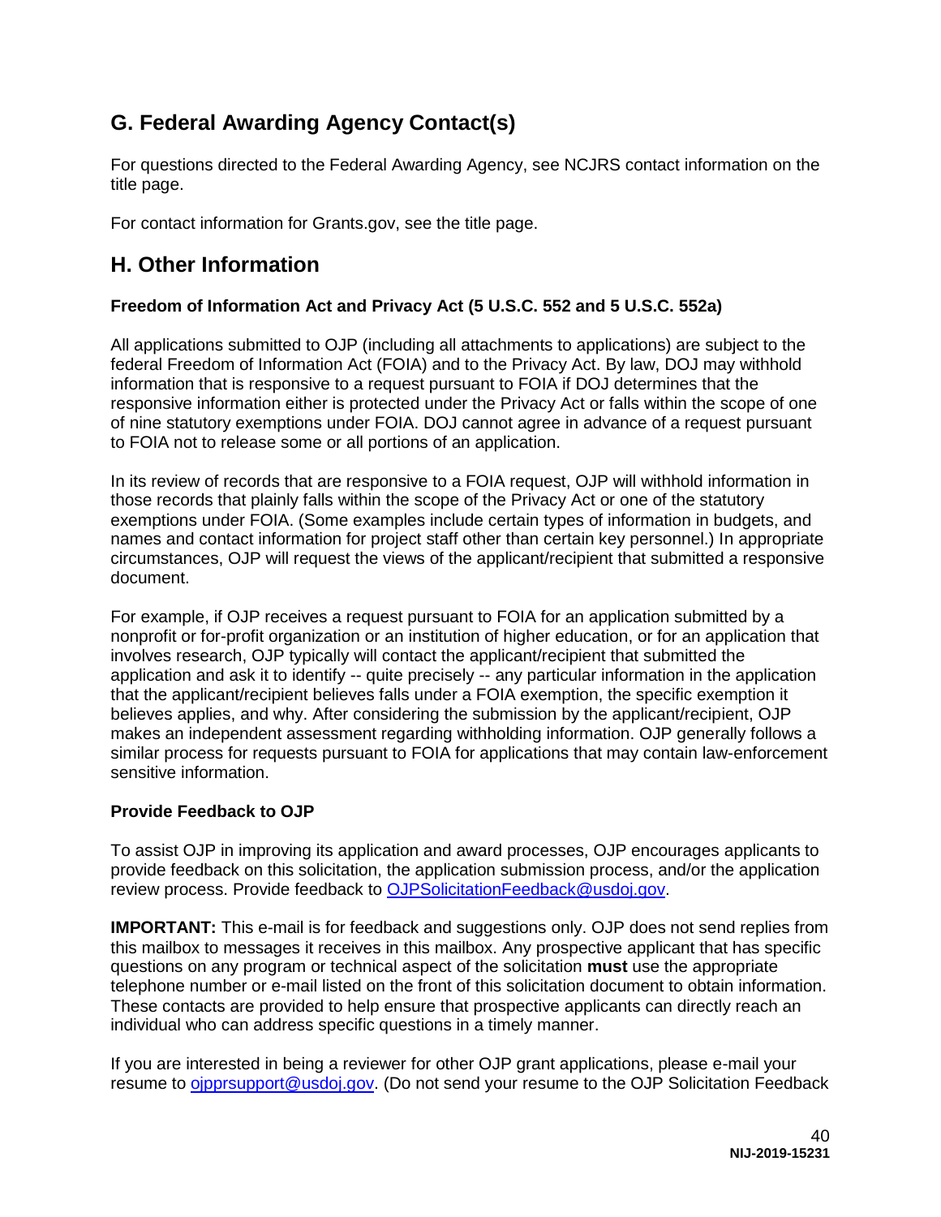## G. Federal Awarding Agency Contact(s)

For questions directed to the Federal Awarding Agency, see NCJRS contact information on the title page.

For contact information for Grants.gov, see the title page.

## H. Other Information

### Freedom of Information Act and Privacy Act (5 U.S.C. 552 and 5 U.S.C. 552a)

All applications submitted to OJP (including all attachments to applications) are subject to the federal Freedom of Information Act (FOIA) and to the Privacy Act. By law, DOJ may withhold information that is responsive to a request pursuant to FOIA if DOJ determines that the responsive information either is protected under the Privacy Act or falls within the scope of one of nine statutory exemptions under FOIA. DOJ cannot agree in advance of a request pursuant to FOIA not to release some or all portions of an application.

In its review of records that are responsive to a FOIA request, OJP will withhold information in those records that plainly falls within the scope of the Privacy Act or one of the statutory exemptions under FOIA. (Some examples include certain types of information in budgets, and names and contact information for project staff other than certain key personnel.) In appropriate circumstances, OJP will request the views of the applicant/recipient that submitted a responsive document.

For example, if OJP receives a request pursuant to FOIA for an application submitted by a nonprofit or for-profit organization or an institution of higher education, or for an application that involves research, OJP typically will contact the applicant/recipient that submitted the application and ask it to identify -- quite precisely -- any particular information in the application that the applicant/recipient believes falls under a FOIA exemption, the specific exemption it believes applies, and why. After considering the submission by the applicant/recipient, OJP makes an independent assessment regarding withholding information. OJP generally follows a similar process for requests pursuant to FOIA for applications that may contain law-enforcement sensitive information.

### Provide Feedback to OJP

To assist OJP in improving its application and award processes, OJP encourages applicants to provide feedback on this solicitation, the application submission process, and/or the application review process. Provide feedback to OJPSolicitationFeedback@usdoj.gov.

**IMPORTANT:** This e-mail is for feedback and suggestions only. OJP does not send replies from this mailbox to messages it receives in this mailbox. Any prospective applicant that has specific questions on any program or technical aspect of the solicitation **must** use the appropriate telephone number or e-mail listed on the front of this solicitation document to obtain information. These contacts are provided to help ensure that prospective applicants can directly reach an individual who can address specific questions in a timely manner.

If you are interested in being a reviewer for other OJP grant applications, please e-mail your resume to ojpprsupport@usdoj.gov. (Do not send your resume to the OJP Solicitation Feedback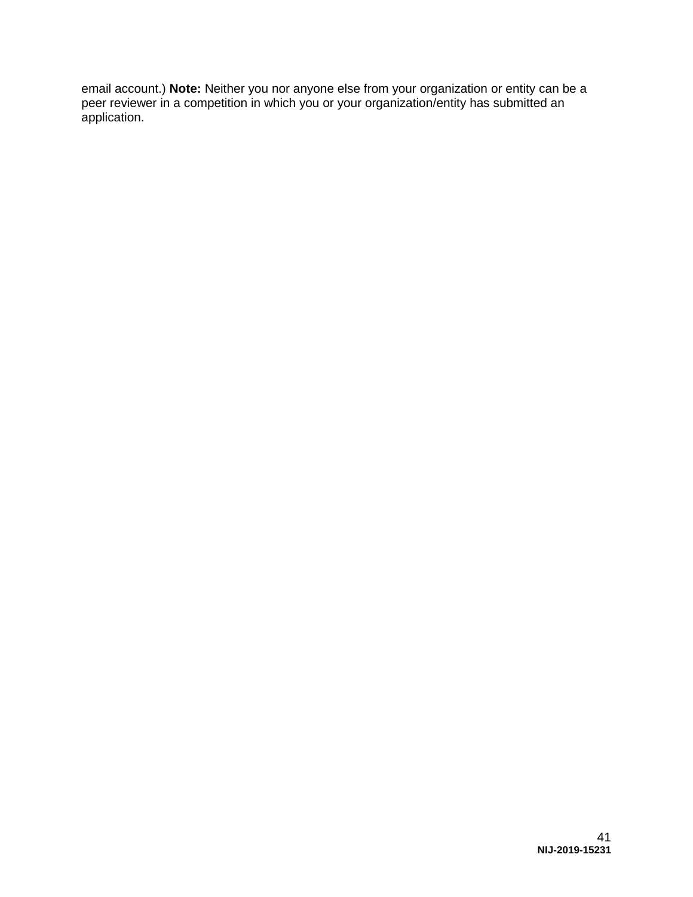email account.) **Note:** Neither you nor anyone else from your organization or entity can be a peer reviewer in a competition in which you or your organization/entity has submitted an application.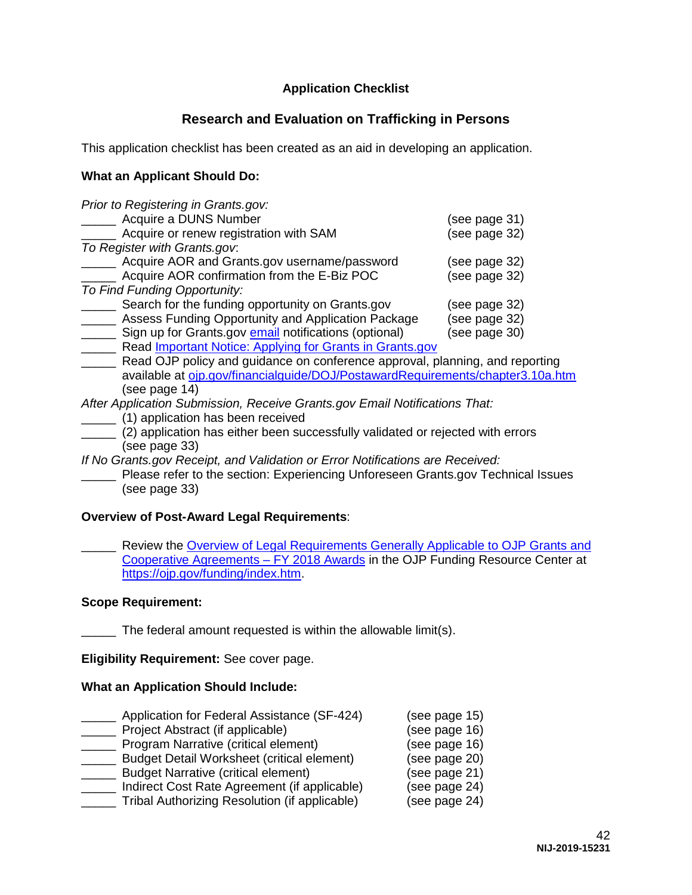## Application Checklist

## Research and Evaluation on Trafficking in Persons

This application checklist has been created as an aid in developing an application.

**What an Applicant Should Do:**

*Prior to Registering in Grants.gov:*

_____ Acquire a DUNS Number (see page 31)
_____ Acquire or renew registration with SAM (see page 32)

*To Register with Grants.gov:*

_____ Acquire AOR and Grants.gov username/password (see page 32)
_____ Acquire AOR confirmation from the E-Biz POC (see page 32)

*To Find Funding Opportunity:*

_____ Search for the funding opportunity on Grants.gov (see page 32)
_____ Assess Funding Opportunity and Application Package (see page 32)
_____ Sign up for Grants.gov email notifications (optional) (see page 30)
_____ Read Important Notice: Applying for Grants in Grants.gov
_____ Read OJP policy and guidance on conference approval, planning, and reporting available at ojp.gov/financialguide/DOJ/PostawardRequirements/chapter3.10a.htm (see page 14)

*After Application Submission, Receive Grants.gov Email Notifications That:*

_____ (1) application has been received
_____ (2) application has either been successfully validated or rejected with errors (see page 33)

*If No Grants.gov Receipt, and Validation or Error Notifications are Received:*

_____ Please refer to the section: Experiencing Unforeseen Grants.gov Technical Issues (see page 33)

**Overview of Post-Award Legal Requirements**:

_____ Review the Overview of Legal Requirements Generally Applicable to OJP Grants and Cooperative Agreements – FY 2018 Awards in the OJP Funding Resource Center at https://ojp.gov/funding/index.htm.

**Scope Requirement:**

_____ The federal amount requested is within the allowable limit(s).

**Eligibility Requirement:** See cover page.

**What an Application Should Include:**

_____ Application for Federal Assistance (SF-424) (see page 15)
_____ Project Abstract (if applicable) (see page 16)
_____ Program Narrative (critical element) (see page 16)
_____ Budget Detail Worksheet (critical element) (see page 20)
_____ Budget Narrative (critical element) (see page 21)
_____ Indirect Cost Rate Agreement (if applicable) (see page 24)
_____ Tribal Authorizing Resolution (if applicable) (see page 24)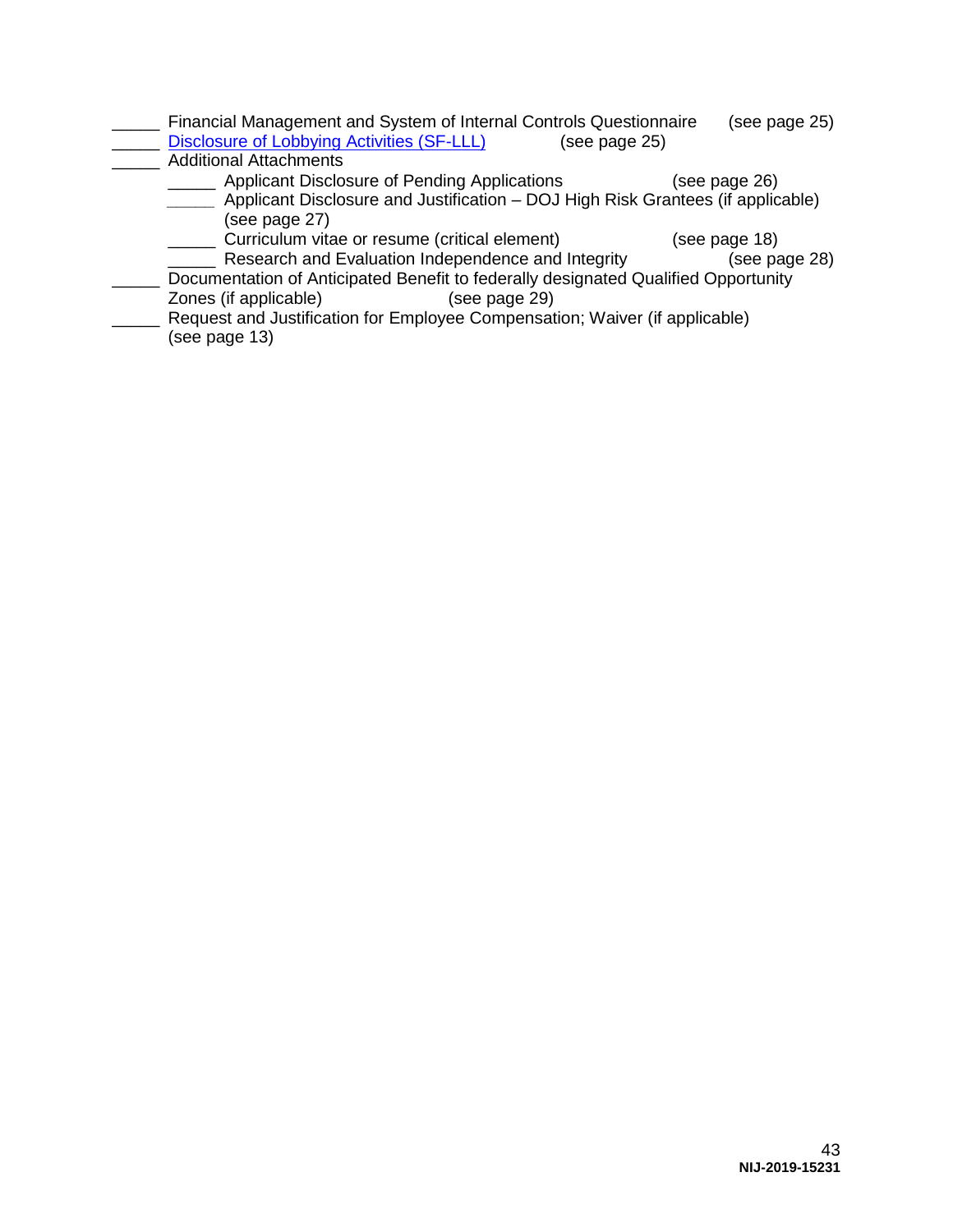_____ Financial Management and System of Internal Controls Questionnaire (see page 25)
_____ [Disclosure of Lobbying Activities (SF-LLL)](#) (see page 25)
_____ Additional Attachments
    _____ Applicant Disclosure of Pending Applications (see page 26)
    _____ Applicant Disclosure and Justification – DOJ High Risk Grantees (if applicable) (see page 27)
    _____ Curriculum vitae or resume (critical element) (see page 18)
    _____ Research and Evaluation Independence and Integrity (see page 28)
_____ Documentation of Anticipated Benefit to federally designated Qualified Opportunity Zones (if applicable) (see page 29)
_____ Request and Justification for Employee Compensation; Waiver (if applicable) (see page 13)